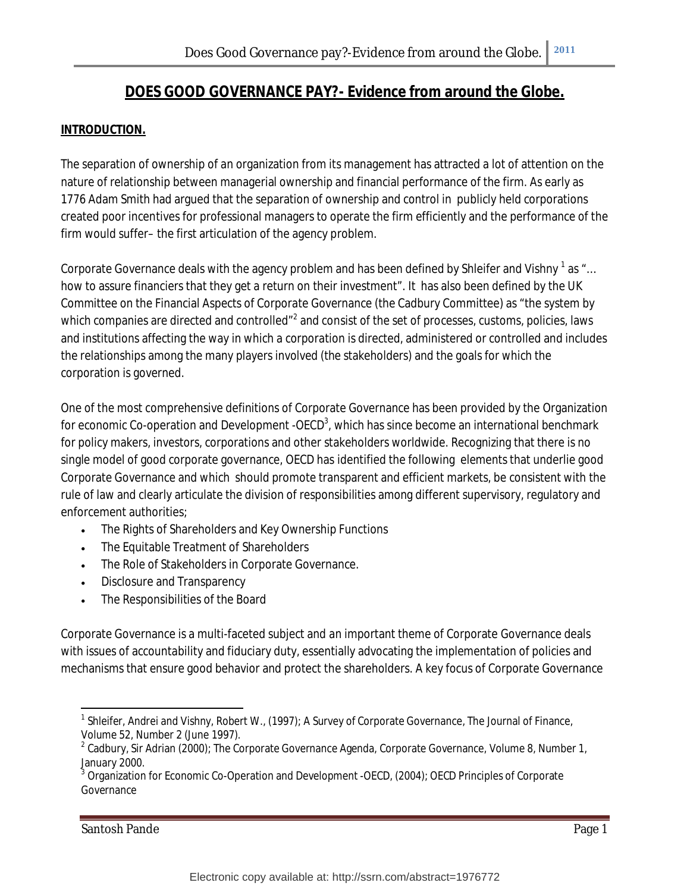# DOES GOOD GOVERNANCE PAY?- Evidence from around the Globe.

## INTRODUCTION.

The separation of ownership of an organization from its management has attracted a lot of attention on the nature of relationship between managerial ownership and financial performance of the firm. As early as 1776 Adam Smith had argued that the separation of ownership and control in publicly held corporations created poor incentives for professional managers to operate the firm efficiently and the performance of the firm would suffer– the first articulation of the agency problem.

Corporate Governance deals with the agency problem and has been defined by Shleifer and Vishny [1] as "… how to assure financiers that they get a return on their investment". It has also been defined by the UK Committee on the Financial Aspects of Corporate Governance (the Cadbury Committee) as "the system by which companies are directed and controlled"[2] and consist of the set of processes, customs, policies, laws and institutions affecting the way in which a corporation is directed, administered or controlled and includes the relationships among the many players involved (the stakeholders) and the goals for which the corporation is governed.

One of the most comprehensive definitions of Corporate Governance has been provided by the Organization for economic Co-operation and Development -OECD[3], which has since become an international benchmark for policy makers, investors, corporations and other stakeholders worldwide. Recognizing that there is no single model of good corporate governance, OECD has identified the following elements that underlie good Corporate Governance and which should promote transparent and efficient markets, be consistent with the rule of law and clearly articulate the division of responsibilities among different supervisory, regulatory and enforcement authorities;

- The Rights of Shareholders and Key Ownership Functions
- The Equitable Treatment of Shareholders
- The Role of Stakeholders in Corporate Governance.
- Disclosure and Transparency
- The Responsibilities of the Board

Corporate Governance is a multi-faceted subject and an important theme of Corporate Governance deals with issues of accountability and fiduciary duty, essentially advocating the implementation of policies and mechanisms that ensure good behavior and protect the shareholders. A key focus of Corporate Governance

---

[1] Shleifer, Andrei and Vishny, Robert W., (1997); A Survey of Corporate Governance, The Journal of Finance, Volume 52, Number 2 (June 1997).

[2] Cadbury, Sir Adrian (2000); The Corporate Governance Agenda, Corporate Governance, Volume 8, Number 1, January 2000.

[3] Organization for Economic Co-Operation and Development -OECD, (2004); OECD Principles of Corporate Governance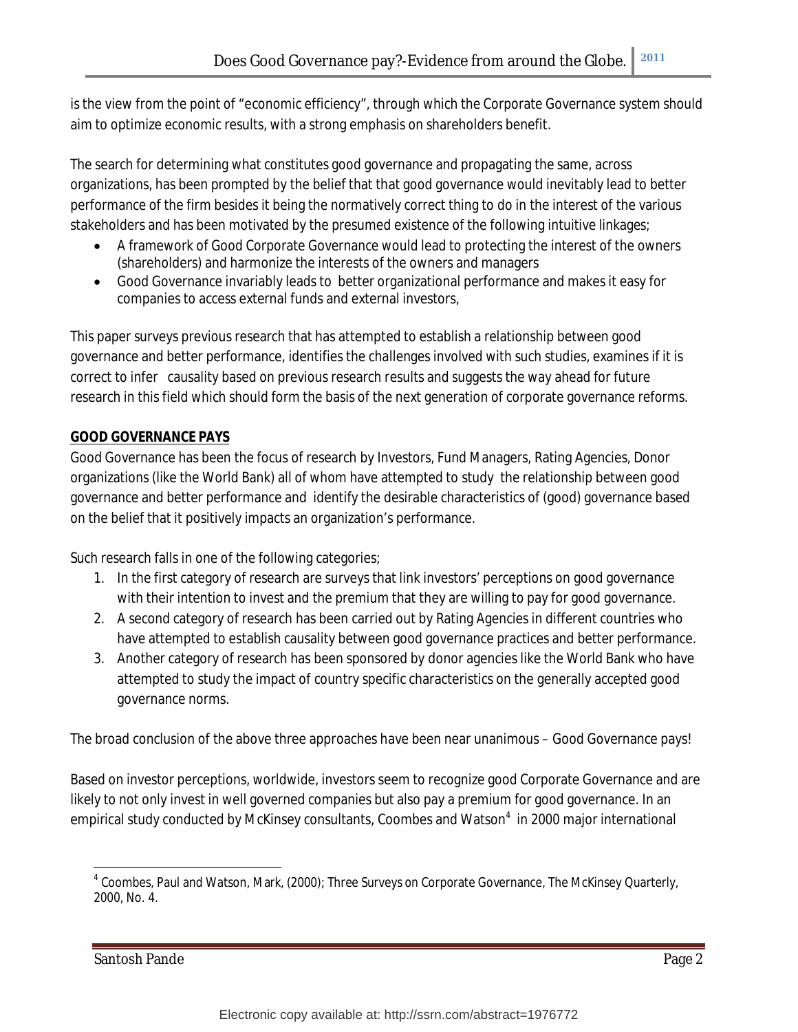is the view from the point of "economic efficiency", through which the Corporate Governance system should aim to optimize economic results, with a strong emphasis on shareholders benefit.

The search for determining what constitutes good governance and propagating the same, across organizations, has been prompted by the belief that that good governance would inevitably lead to better performance of the firm besides it being the normatively correct thing to do in the interest of the various stakeholders and has been motivated by the presumed existence of the following intuitive linkages;

- A framework of Good Corporate Governance would lead to protecting the interest of the owners (shareholders) and harmonize the interests of the owners and managers
- Good Governance invariably leads to better organizational performance and makes it easy for companies to access external funds and external investors,

This paper surveys previous research that has attempted to establish a relationship between good governance and better performance, identifies the challenges involved with such studies, examines if it is correct to infer causality based on previous research results and suggests the way ahead for future research in this field which should form the basis of the next generation of corporate governance reforms.

## GOOD GOVERNANCE PAYS

Good Governance has been the focus of research by Investors, Fund Managers, Rating Agencies, Donor organizations (like the World Bank) all of whom have attempted to study the relationship between good governance and better performance and identify the desirable characteristics of (good) governance based on the belief that it positively impacts an organization's performance.

Such research falls in one of the following categories;

1. In the first category of research are surveys that link investors' perceptions on good governance with their intention to invest and the premium that they are willing to pay for good governance.
2. A second category of research has been carried out by Rating Agencies in different countries who have attempted to establish causality between good governance practices and better performance.
3. Another category of research has been sponsored by donor agencies like the World Bank who have attempted to study the impact of country specific characteristics on the generally accepted good governance norms.

The broad conclusion of the above three approaches have been near unanimous – Good Governance pays!

Based on investor perceptions, worldwide, investors seem to recognize good Corporate Governance and are likely to not only invest in well governed companies but also pay a premium for good governance. In an empirical study conducted by McKinsey consultants, Coombes and Watson[4] in 2000 major international

---

[4] Coombes, Paul and Watson, Mark, (2000); Three Surveys on Corporate Governance, The McKinsey Quarterly, 2000, No. 4.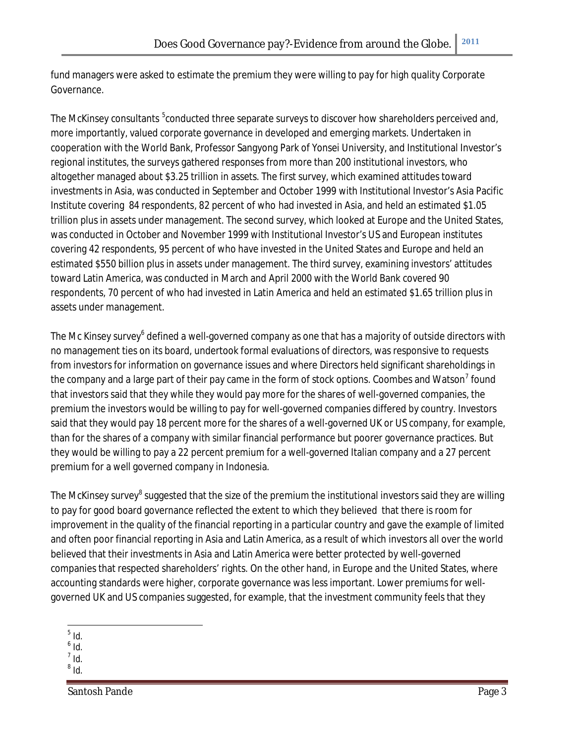fund managers were asked to estimate the premium they were willing to pay for high quality Corporate Governance.

The McKinsey consultants [5]conducted three separate surveys to discover how shareholders perceived and, more importantly, valued corporate governance in developed and emerging markets. Undertaken in cooperation with the World Bank, Professor Sangyong Park of Yonsei University, and Institutional Investor's regional institutes, the surveys gathered responses from more than 200 institutional investors, who altogether managed about $3.25 trillion in assets. The first survey, which examined attitudes toward investments in Asia, was conducted in September and October 1999 with Institutional Investor's Asia Pacific Institute covering 84 respondents, 82 percent of who had invested in Asia, and held an estimated $1.05 trillion plus in assets under management. The second survey, which looked at Europe and the United States, was conducted in October and November 1999 with Institutional Investor's US and European institutes covering 42 respondents, 95 percent of who have invested in the United States and Europe and held an estimated $550 billion plus in assets under management. The third survey, examining investors' attitudes toward Latin America, was conducted in March and April 2000 with the World Bank covered 90 respondents, 70 percent of who had invested in Latin America and held an estimated $1.65 trillion plus in assets under management.

The Mc Kinsey survey[6] defined a well-governed company as one that has a majority of outside directors with no management ties on its board, undertook formal evaluations of directors, was responsive to requests from investors for information on governance issues and where Directors held significant shareholdings in the company and a large part of their pay came in the form of stock options. Coombes and Watson[7] found that investors said that they while they would pay more for the shares of well-governed companies, the premium the investors would be willing to pay for well-governed companies differed by country. Investors said that they would pay 18 percent more for the shares of a well-governed UK or US company, for example, than for the shares of a company with similar financial performance but poorer governance practices. But they would be willing to pay a 22 percent premium for a well-governed Italian company and a 27 percent premium for a well governed company in Indonesia.

The McKinsey survey[8] suggested that the size of the premium the institutional investors said they are willing to pay for good board governance reflected the extent to which they believed that there is room for improvement in the quality of the financial reporting in a particular country and gave the example of limited and often poor financial reporting in Asia and Latin America, as a result of which investors all over the world believed that their investments in Asia and Latin America were better protected by well-governed companies that respected shareholders' rights. On the other hand, in Europe and the United States, where accounting standards were higher, corporate governance was less important. Lower premiums for well-governed UK and US companies suggested, for example, that the investment community feels that they

[5] Id.
[6] Id.
[7] Id.
[8] Id.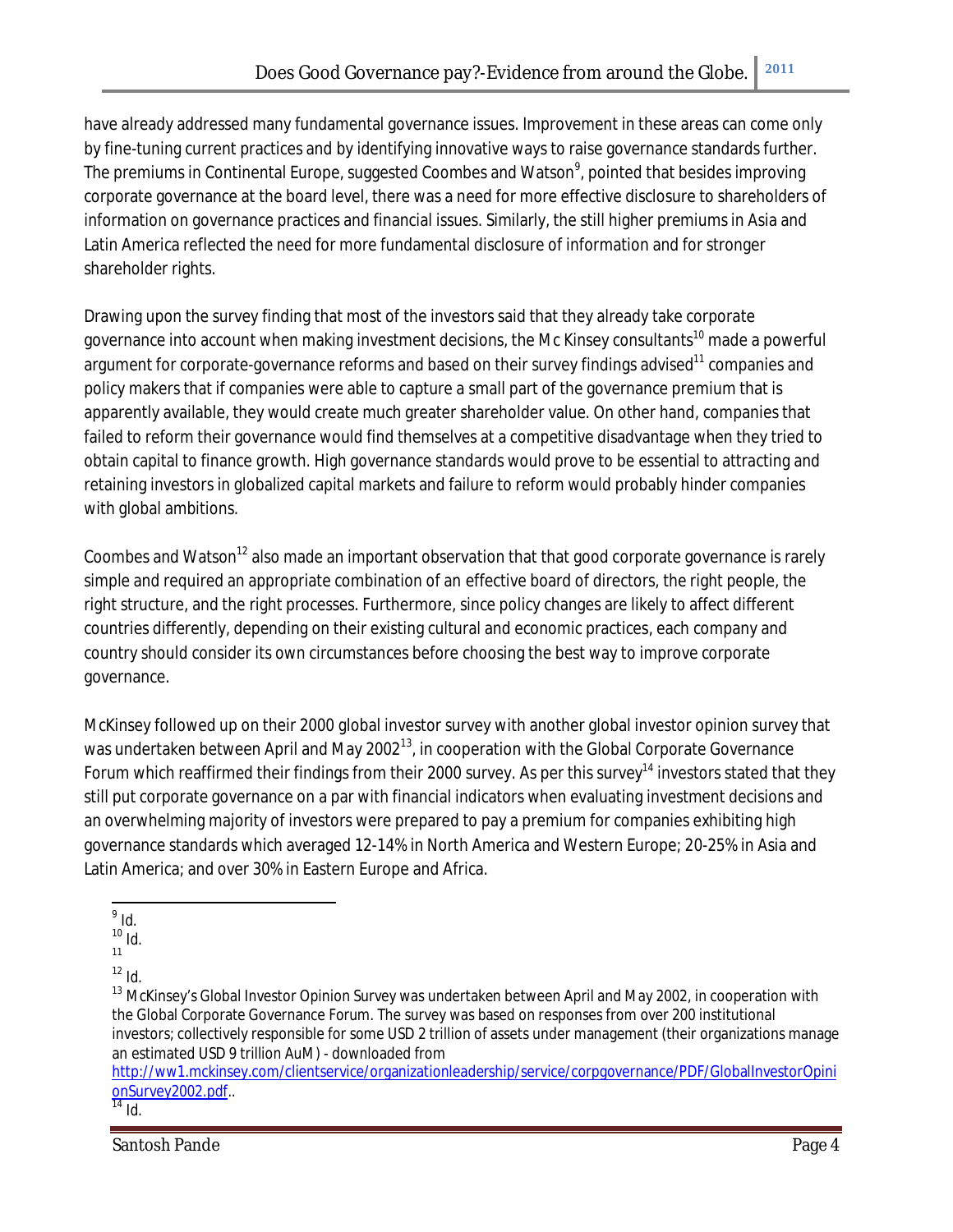have already addressed many fundamental governance issues. Improvement in these areas can come only by fine-tuning current practices and by identifying innovative ways to raise governance standards further. The premiums in Continental Europe, suggested Coombes and Watson[9], pointed that besides improving corporate governance at the board level, there was a need for more effective disclosure to shareholders of information on governance practices and financial issues. Similarly, the still higher premiums in Asia and Latin America reflected the need for more fundamental disclosure of information and for stronger shareholder rights.

Drawing upon the survey finding that most of the investors said that they already take corporate governance into account when making investment decisions, the Mc Kinsey consultants[10] made a powerful argument for corporate-governance reforms and based on their survey findings advised[11] companies and policy makers that if companies were able to capture a small part of the governance premium that is apparently available, they would create much greater shareholder value. On other hand, companies that failed to reform their governance would find themselves at a competitive disadvantage when they tried to obtain capital to finance growth. High governance standards would prove to be essential to attracting and retaining investors in globalized capital markets and failure to reform would probably hinder companies with global ambitions.

Coombes and Watson[12] also made an important observation that that good corporate governance is rarely simple and required an appropriate combination of an effective board of directors, the right people, the right structure, and the right processes. Furthermore, since policy changes are likely to affect different countries differently, depending on their existing cultural and economic practices, each company and country should consider its own circumstances before choosing the best way to improve corporate governance.

McKinsey followed up on their 2000 global investor survey with another global investor opinion survey that was undertaken between April and May 2002[13], in cooperation with the Global Corporate Governance Forum which reaffirmed their findings from their 2000 survey. As per this survey[14] investors stated that they still put corporate governance on a par with financial indicators when evaluating investment decisions and an overwhelming majority of investors were prepared to pay a premium for companies exhibiting high governance standards which averaged 12-14% in North America and Western Europe; 20-25% in Asia and Latin America; and over 30% in Eastern Europe and Africa.

---

[9] Id.

[10] Id.

[11]

[12] Id.

[13] McKinsey's Global Investor Opinion Survey was undertaken between April and May 2002, in cooperation with the Global Corporate Governance Forum. The survey was based on responses from over 200 institutional investors; collectively responsible for some USD 2 trillion of assets under management (their organizations manage an estimated USD 9 trillion AuM) - downloaded from http://ww1.mckinsey.com/clientservice/organizationleadership/service/corpgovernance/PDF/GlobalInvestorOpinionSurvey2002.pdf..

[14] Id.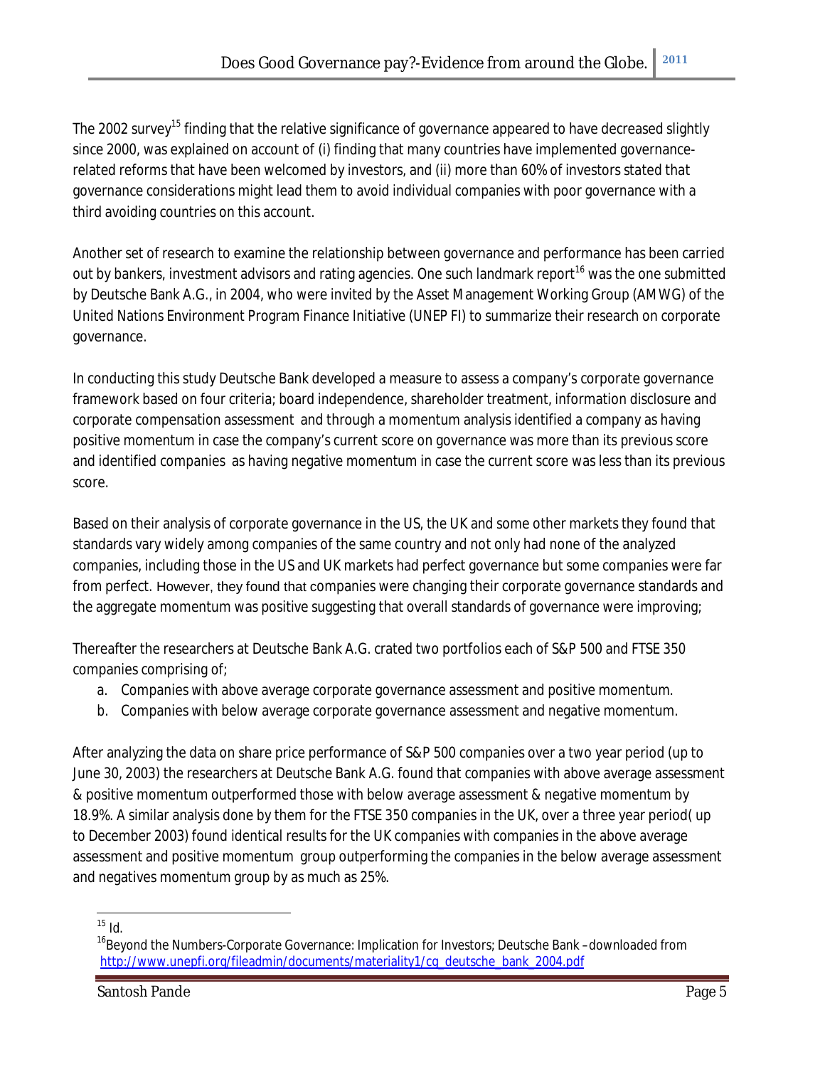The 2002 survey[15] finding that the relative significance of governance appeared to have decreased slightly since 2000, was explained on account of (i) finding that many countries have implemented governance-related reforms that have been welcomed by investors, and (ii) more than 60% of investors stated that governance considerations might lead them to avoid individual companies with poor governance with a third avoiding countries on this account.

Another set of research to examine the relationship between governance and performance has been carried out by bankers, investment advisors and rating agencies. One such landmark report[16] was the one submitted by Deutsche Bank A.G., in 2004, who were invited by the Asset Management Working Group (AMWG) of the United Nations Environment Program Finance Initiative (UNEP FI) to summarize their research on corporate governance.

In conducting this study Deutsche Bank developed a measure to assess a company's corporate governance framework based on four criteria; board independence, shareholder treatment, information disclosure and corporate compensation assessment and through a momentum analysis identified a company as having positive momentum in case the company's current score on governance was more than its previous score and identified companies as having negative momentum in case the current score was less than its previous score.

Based on their analysis of corporate governance in the US, the UK and some other markets they found that standards vary widely among companies of the same country and not only had none of the analyzed companies, including those in the US and UK markets had perfect governance but some companies were far from perfect. However, they found that companies were changing their corporate governance standards and the aggregate momentum was positive suggesting that overall standards of governance were improving;

Thereafter the researchers at Deutsche Bank A.G. crated two portfolios each of S&P 500 and FTSE 350 companies comprising of;

a. Companies with above average corporate governance assessment and positive momentum.
b. Companies with below average corporate governance assessment and negative momentum.

After analyzing the data on share price performance of S&P 500 companies over a two year period (up to June 30, 2003) the researchers at Deutsche Bank A.G. found that companies with above average assessment & positive momentum outperformed those with below average assessment & negative momentum by 18.9%. A similar analysis done by them for the FTSE 350 companies in the UK, over a three year period( up to December 2003) found identical results for the UK companies with companies in the above average assessment and positive momentum group outperforming the companies in the below average assessment and negatives momentum group by as much as 25%.

---

[15] Id.

[16] Beyond the Numbers-Corporate Governance: Implication for Investors; Deutsche Bank –downloaded from http://www.unepfi.org/fileadmin/documents/materiality1/cg_deutsche_bank_2004.pdf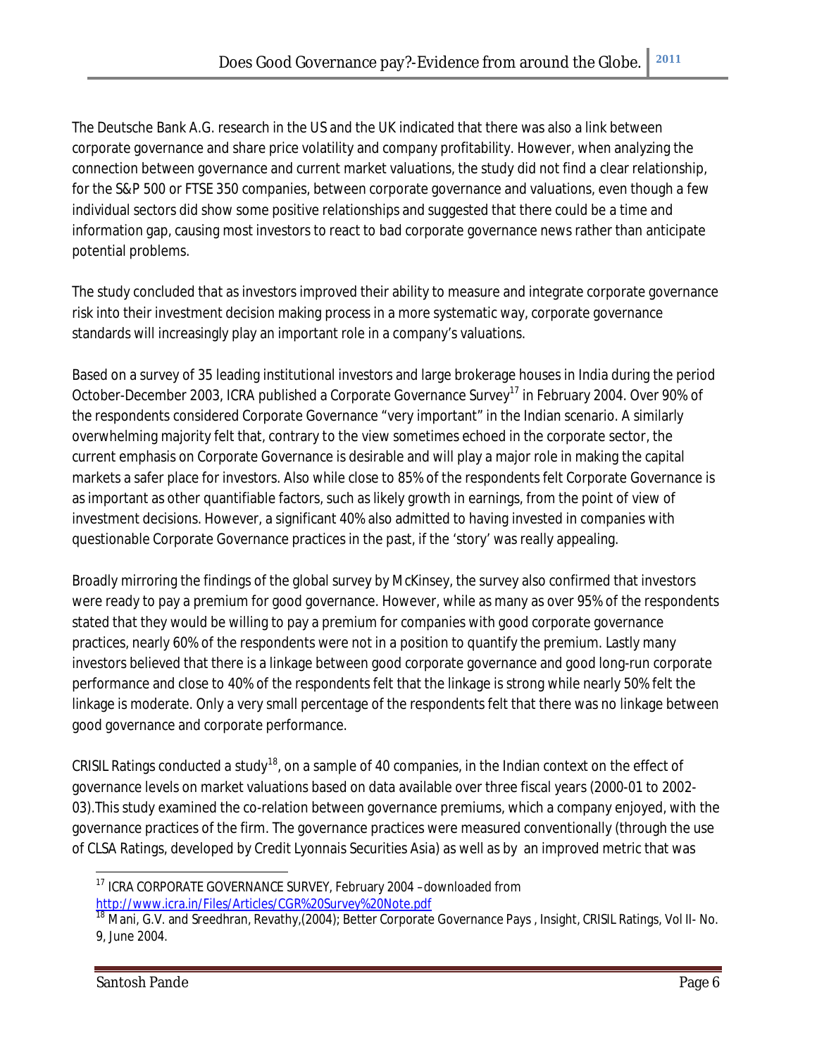The Deutsche Bank A.G. research in the US and the UK indicated that there was also a link between corporate governance and share price volatility and company profitability. However, when analyzing the connection between governance and current market valuations, the study did not find a clear relationship, for the S&P 500 or FTSE 350 companies, between corporate governance and valuations, even though a few individual sectors did show some positive relationships and suggested that there could be a time and information gap, causing most investors to react to bad corporate governance news rather than anticipate potential problems.

The study concluded that as investors improved their ability to measure and integrate corporate governance risk into their investment decision making process in a more systematic way, corporate governance standards will increasingly play an important role in a company's valuations.

Based on a survey of 35 leading institutional investors and large brokerage houses in India during the period October-December 2003, ICRA published a Corporate Governance Survey[17] in February 2004. Over 90% of the respondents considered Corporate Governance "very important" in the Indian scenario. A similarly overwhelming majority felt that, contrary to the view sometimes echoed in the corporate sector, the current emphasis on Corporate Governance is desirable and will play a major role in making the capital markets a safer place for investors. Also while close to 85% of the respondents felt Corporate Governance is as important as other quantifiable factors, such as likely growth in earnings, from the point of view of investment decisions. However, a significant 40% also admitted to having invested in companies with questionable Corporate Governance practices in the past, if the 'story' was really appealing.

Broadly mirroring the findings of the global survey by McKinsey, the survey also confirmed that investors were ready to pay a premium for good governance. However, while as many as over 95% of the respondents stated that they would be willing to pay a premium for companies with good corporate governance practices, nearly 60% of the respondents were not in a position to quantify the premium. Lastly many investors believed that there is a linkage between good corporate governance and good long-run corporate performance and close to 40% of the respondents felt that the linkage is strong while nearly 50% felt the linkage is moderate. Only a very small percentage of the respondents felt that there was no linkage between good governance and corporate performance.

CRISIL Ratings conducted a study[18], on a sample of 40 companies, in the Indian context on the effect of governance levels on market valuations based on data available over three fiscal years (2000-01 to 2002-03).This study examined the co-relation between governance premiums, which a company enjoyed, with the governance practices of the firm. The governance practices were measured conventionally (through the use of CLSA Ratings, developed by Credit Lyonnais Securities Asia) as well as by an improved metric that was

---

[17] ICRA CORPORATE GOVERNANCE SURVEY, February 2004 –downloaded from http://www.icra.in/Files/Articles/CGR%20Survey%20Note.pdf

[18] Mani, G.V. and Sreedhran, Revathy,(2004); Better Corporate Governance Pays , Insight, CRISIL Ratings, Vol II- No. 9, June 2004.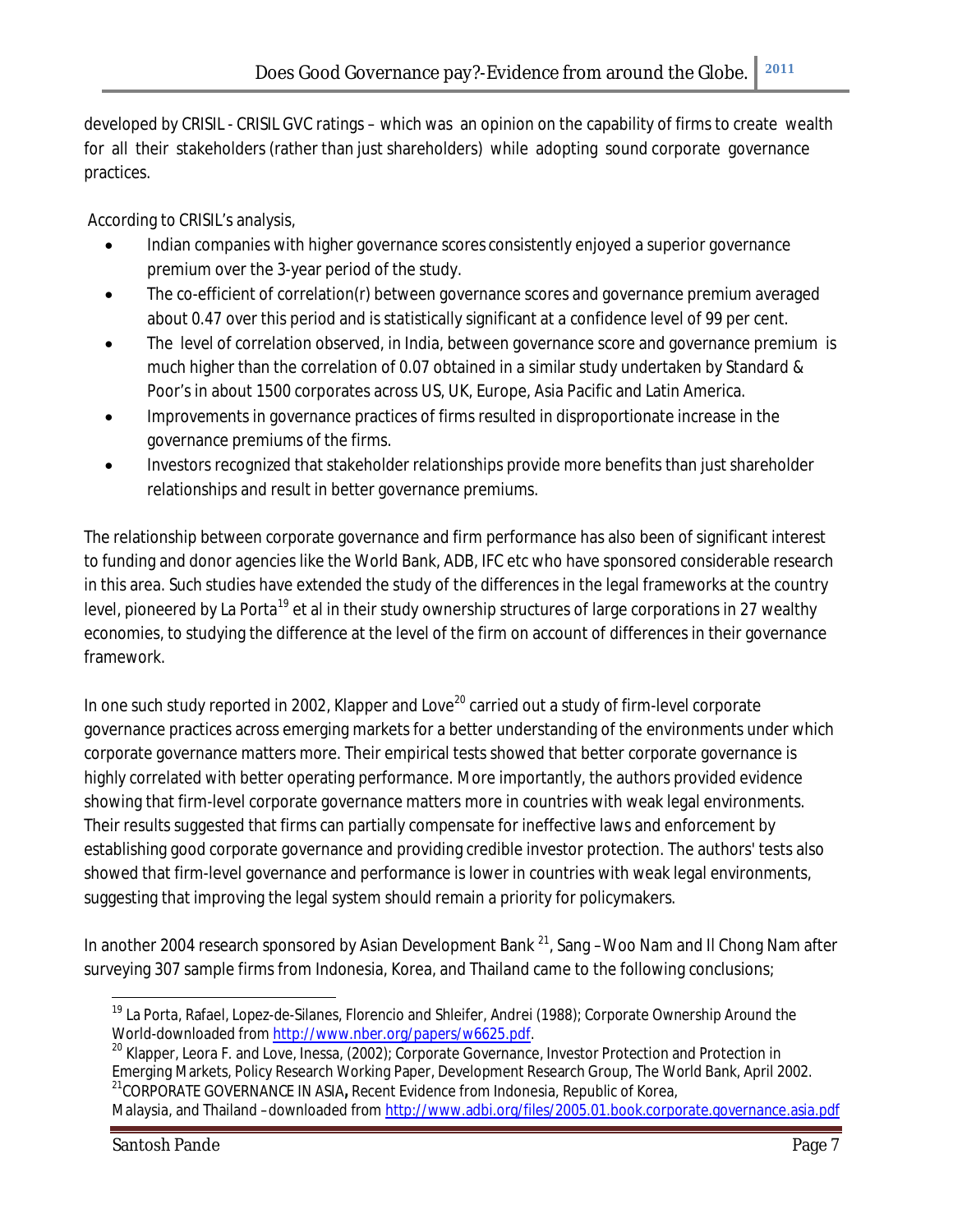developed by CRISIL - CRISIL GVC ratings – which was an opinion on the capability of firms to create wealth for all their stakeholders (rather than just shareholders) while adopting sound corporate governance practices.

According to CRISIL's analysis,

- Indian companies with higher governance scores consistently enjoyed a superior governance premium over the 3-year period of the study.
- The co-efficient of correlation(r) between governance scores and governance premium averaged about 0.47 over this period and is statistically significant at a confidence level of 99 per cent.
- The level of correlation observed, in India, between governance score and governance premium is much higher than the correlation of 0.07 obtained in a similar study undertaken by Standard & Poor's in about 1500 corporates across US, UK, Europe, Asia Pacific and Latin America.
- Improvements in governance practices of firms resulted in disproportionate increase in the governance premiums of the firms.
- Investors recognized that stakeholder relationships provide more benefits than just shareholder relationships and result in better governance premiums.

The relationship between corporate governance and firm performance has also been of significant interest to funding and donor agencies like the World Bank, ADB, IFC etc who have sponsored considerable research in this area. Such studies have extended the study of the differences in the legal frameworks at the country level, pioneered by La Porta[19] et al in their study ownership structures of large corporations in 27 wealthy economies, to studying the difference at the level of the firm on account of differences in their governance framework.

In one such study reported in 2002, Klapper and Love[20] carried out a study of firm-level corporate governance practices across emerging markets for a better understanding of the environments under which corporate governance matters more. Their empirical tests showed that better corporate governance is highly correlated with better operating performance. More importantly, the authors provided evidence showing that firm-level corporate governance matters more in countries with weak legal environments. Their results suggested that firms can partially compensate for ineffective laws and enforcement by establishing good corporate governance and providing credible investor protection. The authors' tests also showed that firm-level governance and performance is lower in countries with weak legal environments, suggesting that improving the legal system should remain a priority for policymakers.

In another 2004 research sponsored by Asian Development Bank [21], Sang –Woo Nam and Il Chong Nam after surveying 307 sample firms from Indonesia, Korea, and Thailand came to the following conclusions;

---

[19] La Porta, Rafael, Lopez-de-Silanes, Florencio and Shleifer, Andrei (1988); Corporate Ownership Around the World-downloaded from http://www.nber.org/papers/w6625.pdf.

[20] Klapper, Leora F. and Love, Inessa, (2002); Corporate Governance, Investor Protection and Protection in Emerging Markets, Policy Research Working Paper, Development Research Group, The World Bank, April 2002.

[21] CORPORATE GOVERNANCE IN ASIA**,** Recent Evidence from Indonesia, Republic of Korea, Malaysia, and Thailand –downloaded from http://www.adbi.org/files/2005.01.book.corporate.governance.asia.pdf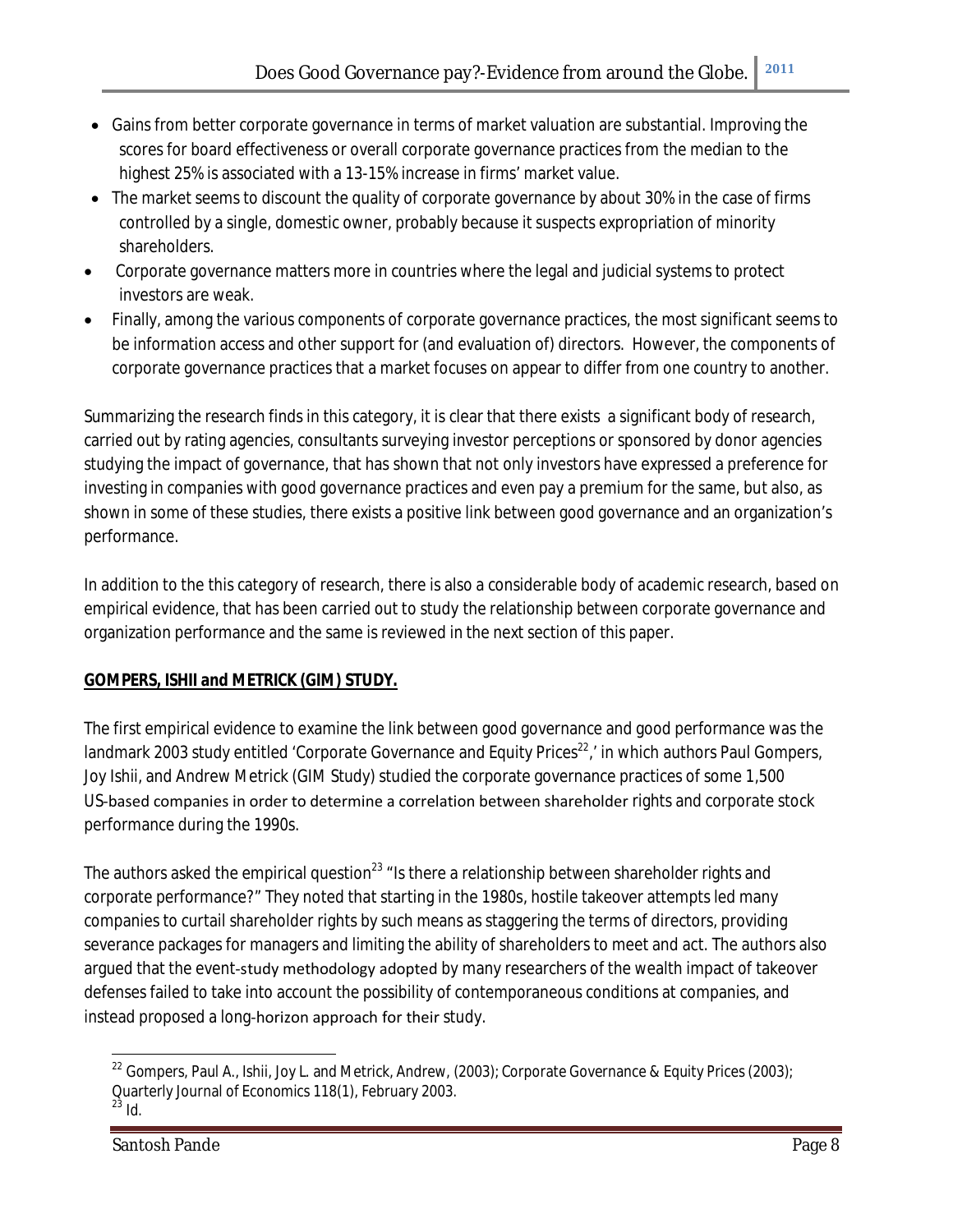- Gains from better corporate governance in terms of market valuation are substantial. Improving the scores for board effectiveness or overall corporate governance practices from the median to the highest 25% is associated with a 13-15% increase in firms' market value.
- The market seems to discount the quality of corporate governance by about 30% in the case of firms controlled by a single, domestic owner, probably because it suspects expropriation of minority shareholders.
- Corporate governance matters more in countries where the legal and judicial systems to protect investors are weak.
- Finally, among the various components of corporate governance practices, the most significant seems to be information access and other support for (and evaluation of) directors. However, the components of corporate governance practices that a market focuses on appear to differ from one country to another.

Summarizing the research finds in this category, it is clear that there exists a significant body of research, carried out by rating agencies, consultants surveying investor perceptions or sponsored by donor agencies studying the impact of governance, that has shown that not only investors have expressed a preference for investing in companies with good governance practices and even pay a premium for the same, but also, as shown in some of these studies, there exists a positive link between good governance and an organization's performance.

In addition to the this category of research, there is also a considerable body of academic research, based on empirical evidence, that has been carried out to study the relationship between corporate governance and organization performance and the same is reviewed in the next section of this paper.

**GOMPERS, ISHII and METRICK (GIM) STUDY.**

The first empirical evidence to examine the link between good governance and good performance was the landmark 2003 study entitled 'Corporate Governance and Equity Prices[22],' in which authors Paul Gompers, Joy Ishii, and Andrew Metrick (GIM Study) studied the corporate governance practices of some 1,500 US-based companies in order to determine a correlation between shareholder rights and corporate stock performance during the 1990s.

The authors asked the empirical question[23] "Is there a relationship between shareholder rights and corporate performance?" They noted that starting in the 1980s, hostile takeover attempts led many companies to curtail shareholder rights by such means as staggering the terms of directors, providing severance packages for managers and limiting the ability of shareholders to meet and act. The authors also argued that the event-study methodology adopted by many researchers of the wealth impact of takeover defenses failed to take into account the possibility of contemporaneous conditions at companies, and instead proposed a long-horizon approach for their study.

[22] Gompers, Paul A., Ishii, Joy L. and Metrick, Andrew, (2003); Corporate Governance & Equity Prices (2003); Quarterly Journal of Economics 118(1), February 2003.

[23] Id.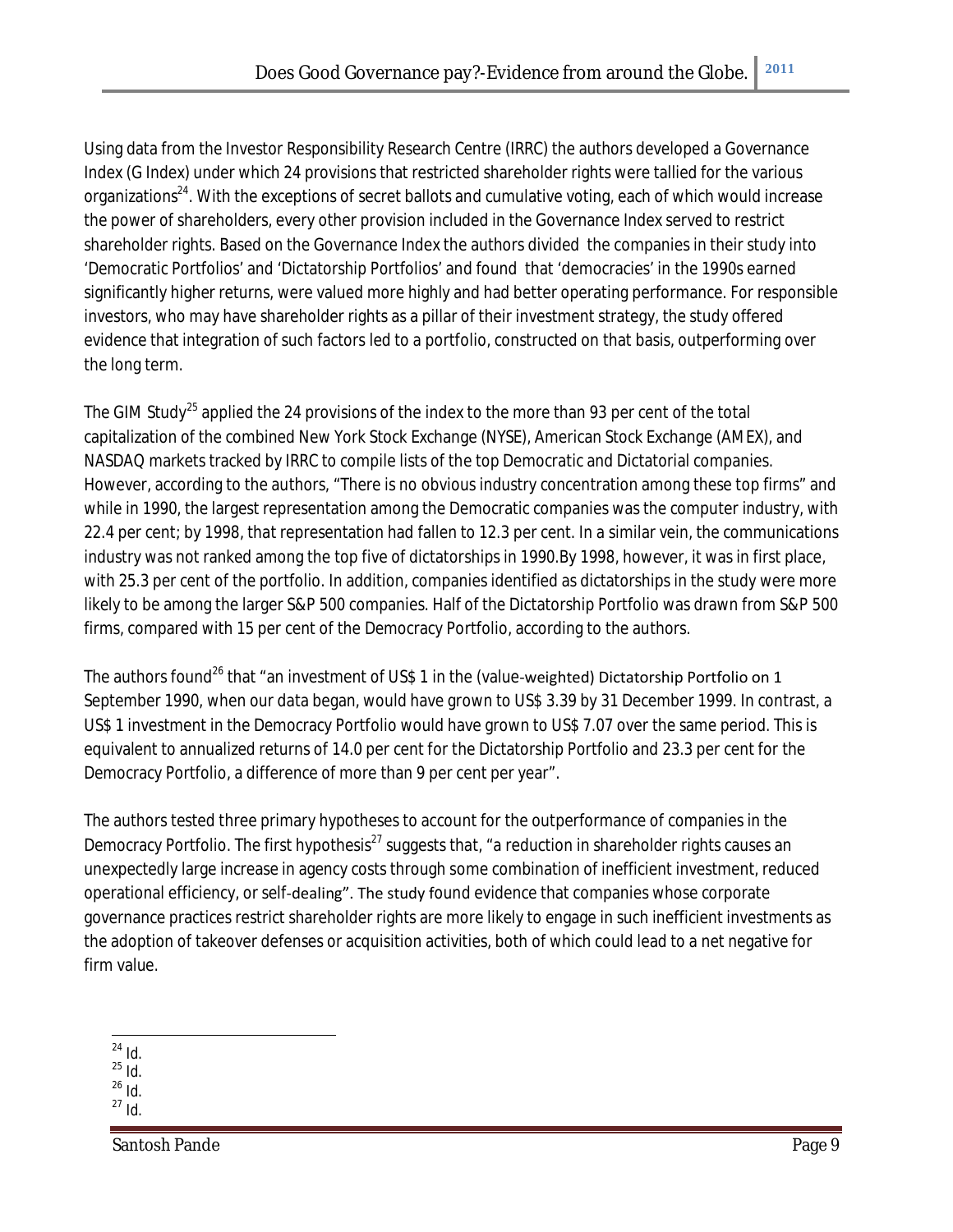Using data from the Investor Responsibility Research Centre (IRRC) the authors developed a Governance Index (G Index) under which 24 provisions that restricted shareholder rights were tallied for the various organizations[24]. With the exceptions of secret ballots and cumulative voting, each of which would increase the power of shareholders, every other provision included in the Governance Index served to restrict shareholder rights. Based on the Governance Index the authors divided the companies in their study into 'Democratic Portfolios' and 'Dictatorship Portfolios' and found that 'democracies' in the 1990s earned significantly higher returns, were valued more highly and had better operating performance. For responsible investors, who may have shareholder rights as a pillar of their investment strategy, the study offered evidence that integration of such factors led to a portfolio, constructed on that basis, outperforming over the long term.

The GIM Study[25] applied the 24 provisions of the index to the more than 93 per cent of the total capitalization of the combined New York Stock Exchange (NYSE), American Stock Exchange (AMEX), and NASDAQ markets tracked by IRRC to compile lists of the top Democratic and Dictatorial companies. However, according to the authors, "There is no obvious industry concentration among these top firms" and while in 1990, the largest representation among the Democratic companies was the computer industry, with 22.4 per cent; by 1998, that representation had fallen to 12.3 per cent. In a similar vein, the communications industry was not ranked among the top five of dictatorships in 1990.By 1998, however, it was in first place, with 25.3 per cent of the portfolio. In addition, companies identified as dictatorships in the study were more likely to be among the larger S&P 500 companies. Half of the Dictatorship Portfolio was drawn from S&P 500 firms, compared with 15 per cent of the Democracy Portfolio, according to the authors.

The authors found[26] that "an investment of US$ 1 in the (value-weighted) Dictatorship Portfolio on 1 September 1990, when our data began, would have grown to US$ 3.39 by 31 December 1999. In contrast, a US$ 1 investment in the Democracy Portfolio would have grown to US$ 7.07 over the same period. This is equivalent to annualized returns of 14.0 per cent for the Dictatorship Portfolio and 23.3 per cent for the Democracy Portfolio, a difference of more than 9 per cent per year".

The authors tested three primary hypotheses to account for the outperformance of companies in the Democracy Portfolio. The first hypothesis[27] suggests that, "a reduction in shareholder rights causes an unexpectedly large increase in agency costs through some combination of inefficient investment, reduced operational efficiency, or self-dealing". The study found evidence that companies whose corporate governance practices restrict shareholder rights are more likely to engage in such inefficient investments as the adoption of takeover defenses or acquisition activities, both of which could lead to a net negative for firm value.

---

[24] Id.
[25] Id.
[26] Id.
[27] Id.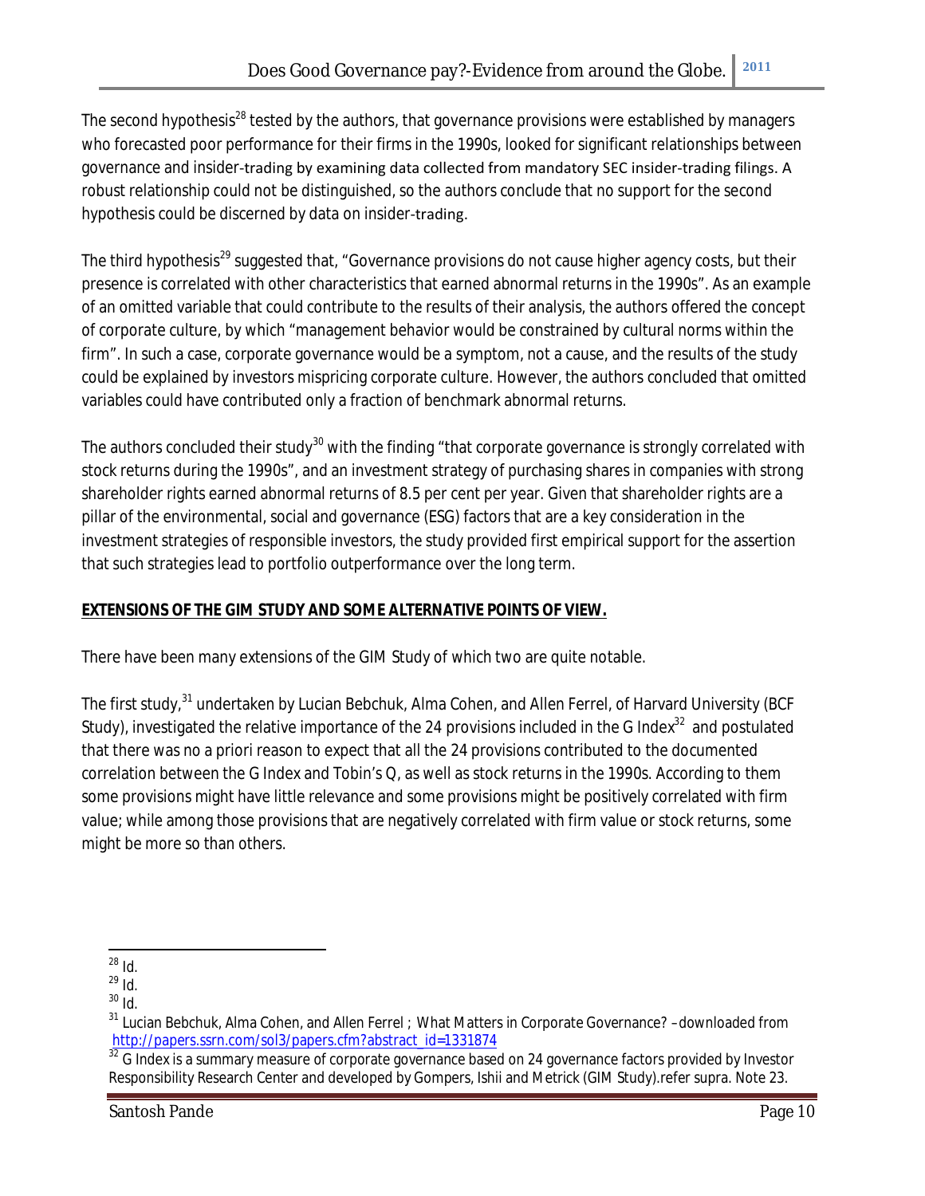The second hypothesis[28] tested by the authors, that governance provisions were established by managers who forecasted poor performance for their firms in the 1990s, looked for significant relationships between governance and insider-trading by examining data collected from mandatory SEC insider-trading filings. A robust relationship could not be distinguished, so the authors conclude that no support for the second hypothesis could be discerned by data on insider-trading.

The third hypothesis[29] suggested that, "Governance provisions do not cause higher agency costs, but their presence is correlated with other characteristics that earned abnormal returns in the 1990s". As an example of an omitted variable that could contribute to the results of their analysis, the authors offered the concept of corporate culture, by which "management behavior would be constrained by cultural norms within the firm". In such a case, corporate governance would be a symptom, not a cause, and the results of the study could be explained by investors mispricing corporate culture. However, the authors concluded that omitted variables could have contributed only a fraction of benchmark abnormal returns.

The authors concluded their study[30] with the finding "that corporate governance is strongly correlated with stock returns during the 1990s", and an investment strategy of purchasing shares in companies with strong shareholder rights earned abnormal returns of 8.5 per cent per year. Given that shareholder rights are a pillar of the environmental, social and governance (ESG) factors that are a key consideration in the investment strategies of responsible investors, the study provided first empirical support for the assertion that such strategies lead to portfolio outperformance over the long term.

**EXTENSIONS OF THE GIM STUDY AND SOME ALTERNATIVE POINTS OF VIEW.**

There have been many extensions of the GIM Study of which two are quite notable.

The first study,[31] undertaken by Lucian Bebchuk, Alma Cohen, and Allen Ferrel, of Harvard University (BCF Study), investigated the relative importance of the 24 provisions included in the G Index[32] and postulated that there was no a priori reason to expect that all the 24 provisions contributed to the documented correlation between the G Index and Tobin's Q, as well as stock returns in the 1990s. According to them some provisions might have little relevance and some provisions might be positively correlated with firm value; while among those provisions that are negatively correlated with firm value or stock returns, some might be more so than others.

---

[28] Id.

[29] Id.

[30] Id.

[31] Lucian Bebchuk, Alma Cohen, and Allen Ferrel ; What Matters in Corporate Governance? –downloaded from http://papers.ssrn.com/sol3/papers.cfm?abstract_id=1331874

[32] G Index is a summary measure of corporate governance based on 24 governance factors provided by Investor Responsibility Research Center and developed by Gompers, Ishii and Metrick (GIM Study).refer supra. Note 23.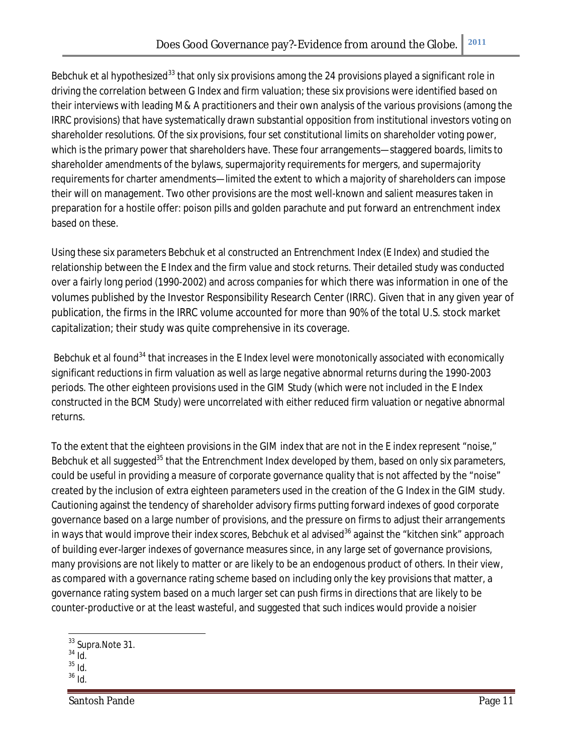Bebchuk et al hypothesized[33] that only six provisions among the 24 provisions played a significant role in driving the correlation between G Index and firm valuation; these six provisions were identified based on their interviews with leading M& A practitioners and their own analysis of the various provisions (among the IRRC provisions) that have systematically drawn substantial opposition from institutional investors voting on shareholder resolutions. Of the six provisions, four set constitutional limits on shareholder voting power, which is the primary power that shareholders have. These four arrangements—staggered boards, limits to shareholder amendments of the bylaws, supermajority requirements for mergers, and supermajority requirements for charter amendments—limited the extent to which a majority of shareholders can impose their will on management. Two other provisions are the most well-known and salient measures taken in preparation for a hostile offer: poison pills and golden parachute and put forward an entrenchment index based on these.

Using these six parameters Bebchuk et al constructed an Entrenchment Index (E Index) and studied the relationship between the E Index and the firm value and stock returns. Their detailed study was conducted over a fairly long period (1990-2002) and across companies for which there was information in one of the volumes published by the Investor Responsibility Research Center (IRRC). Given that in any given year of publication, the firms in the IRRC volume accounted for more than 90% of the total U.S. stock market capitalization; their study was quite comprehensive in its coverage.

Bebchuk et al found[34] that increases in the E Index level were monotonically associated with economically significant reductions in firm valuation as well as large negative abnormal returns during the 1990-2003 periods. The other eighteen provisions used in the GIM Study (which were not included in the E Index constructed in the BCM Study) were uncorrelated with either reduced firm valuation or negative abnormal returns.

To the extent that the eighteen provisions in the GIM index that are not in the E index represent "noise," Bebchuk et all suggested[35] that the Entrenchment Index developed by them, based on only six parameters, could be useful in providing a measure of corporate governance quality that is not affected by the "noise" created by the inclusion of extra eighteen parameters used in the creation of the G Index in the GIM study. Cautioning against the tendency of shareholder advisory firms putting forward indexes of good corporate governance based on a large number of provisions, and the pressure on firms to adjust their arrangements in ways that would improve their index scores, Bebchuk et al advised[36] against the "kitchen sink" approach of building ever-larger indexes of governance measures since, in any large set of governance provisions, many provisions are not likely to matter or are likely to be an endogenous product of others. In their view, as compared with a governance rating scheme based on including only the key provisions that matter, a governance rating system based on a much larger set can push firms in directions that are likely to be counter-productive or at the least wasteful, and suggested that such indices would provide a noisier

[33] Supra.Note 31.
[34] Id.
[35] Id.
[36] Id.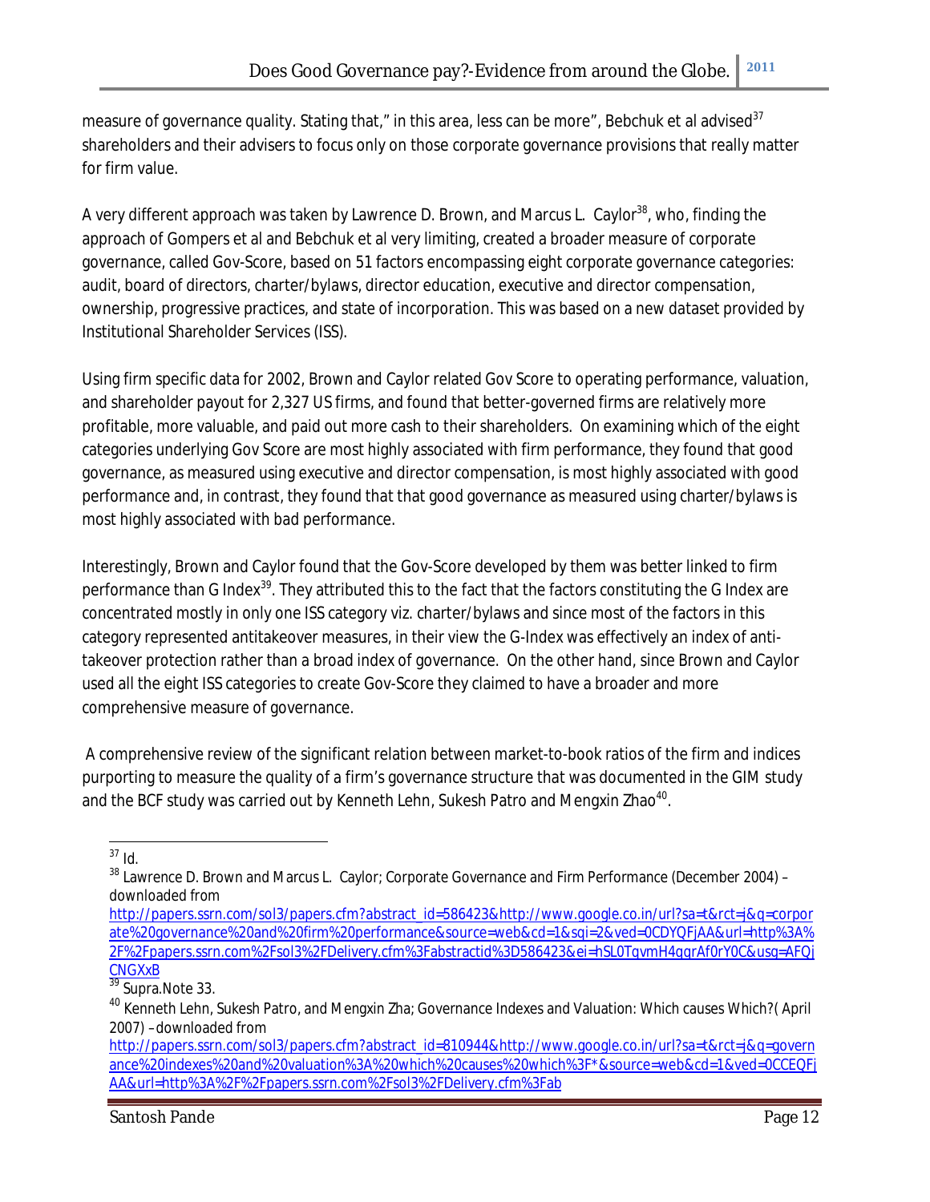measure of governance quality. Stating that," in this area, less can be more", Bebchuk et al advised[37] shareholders and their advisers to focus only on those corporate governance provisions that really matter for firm value.

A very different approach was taken by Lawrence D. Brown, and Marcus L. Caylor[38], who, finding the approach of Gompers et al and Bebchuk et al very limiting, created a broader measure of corporate governance, called Gov-Score, based on 51 factors encompassing eight corporate governance categories: audit, board of directors, charter/bylaws, director education, executive and director compensation, ownership, progressive practices, and state of incorporation. This was based on a new dataset provided by Institutional Shareholder Services (ISS).

Using firm specific data for 2002, Brown and Caylor related Gov Score to operating performance, valuation, and shareholder payout for 2,327 US firms, and found that better-governed firms are relatively more profitable, more valuable, and paid out more cash to their shareholders. On examining which of the eight categories underlying Gov Score are most highly associated with firm performance, they found that good governance, as measured using executive and director compensation, is most highly associated with good performance and, in contrast, they found that that good governance as measured using charter/bylaws is most highly associated with bad performance.

Interestingly, Brown and Caylor found that the Gov-Score developed by them was better linked to firm performance than G Index[39]. They attributed this to the fact that the factors constituting the G Index are concentrated mostly in only one ISS category viz. charter/bylaws and since most of the factors in this category represented antitakeover measures, in their view the G-Index was effectively an index of anti-takeover protection rather than a broad index of governance. On the other hand, since Brown and Caylor used all the eight ISS categories to create Gov-Score they claimed to have a broader and more comprehensive measure of governance.

A comprehensive review of the significant relation between market-to-book ratios of the firm and indices purporting to measure the quality of a firm's governance structure that was documented in the GIM study and the BCF study was carried out by Kenneth Lehn, Sukesh Patro and Mengxin Zhao[40].

---

[37] Id.

[38] Lawrence D. Brown and Marcus L. Caylor; Corporate Governance and Firm Performance (December 2004) – downloaded from http://papers.ssrn.com/sol3/papers.cfm?abstract_id=586423&http://www.google.co.in/url?sa=t&rct=j&q=corporate%20governance%20and%20firm%20performance&source=web&cd=1&sqi=2&ved=0CDYQFjAA&url=http%3A%2F%2Fpapers.ssrn.com%2Fsol3%2FDelivery.cfm%3Fabstractid%3D586423&ei=hSL0TgvmH4qgrAf0rY0C&usg=AFQjCNGXxB

[39] Supra.Note 33.

[40] Kenneth Lehn, Sukesh Patro, and Mengxin Zha; Governance Indexes and Valuation: Which causes Which?( April 2007) – downloaded from http://papers.ssrn.com/sol3/papers.cfm?abstract_id=810944&http://www.google.co.in/url?sa=t&rct=j&q=governance%20indexes%20and%20valuation%3A%20which%20causes%20which%3F*&source=web&cd=1&ved=0CCEQFjAA&url=http%3A%2F%2Fpapers.ssrn.com%2Fsol3%2FDelivery.cfm%3Fab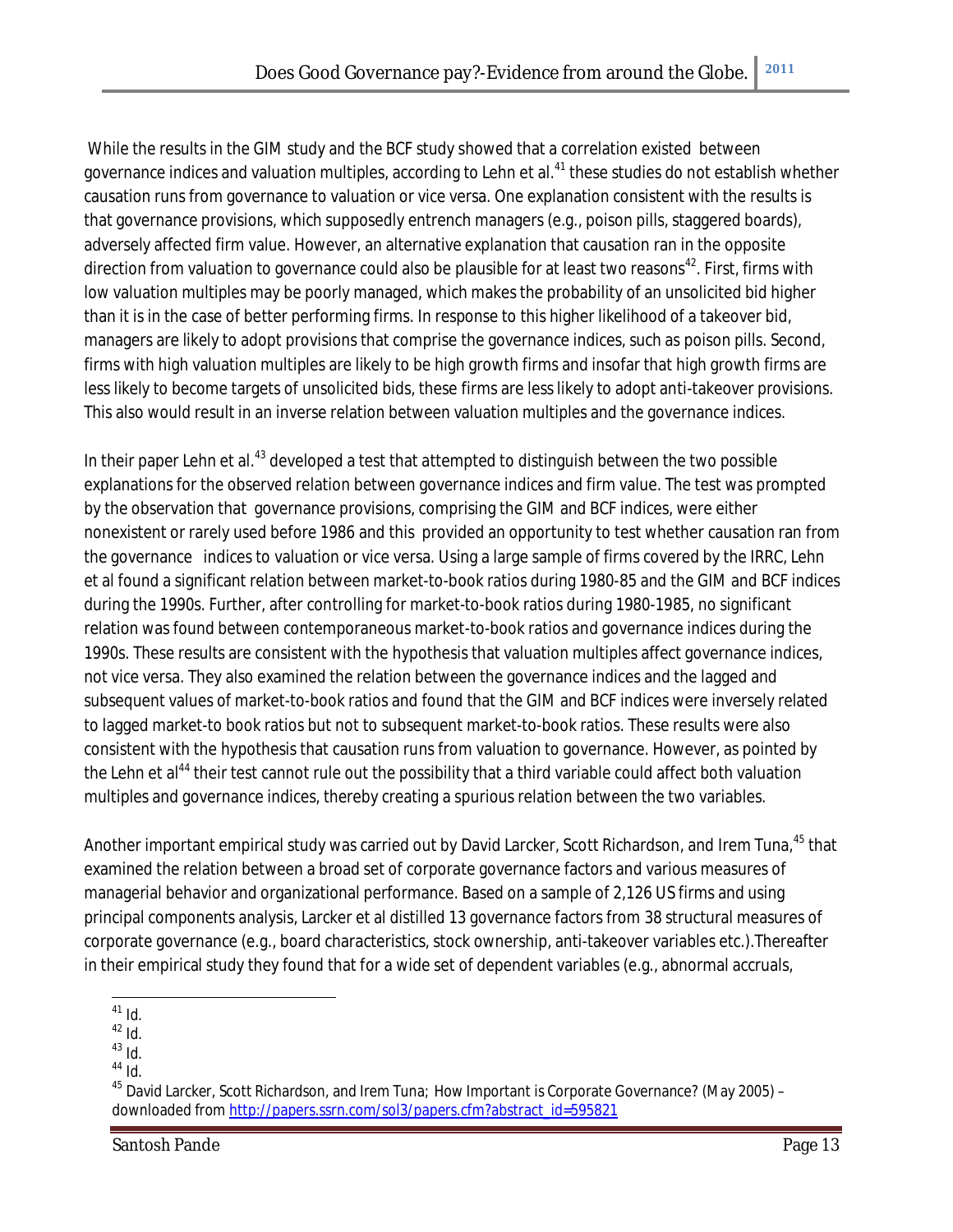While the results in the GIM study and the BCF study showed that a correlation existed between governance indices and valuation multiples, according to Lehn et al.[41] these studies do not establish whether causation runs from governance to valuation or vice versa. One explanation consistent with the results is that governance provisions, which supposedly entrench managers (e.g., poison pills, staggered boards), adversely affected firm value. However, an alternative explanation that causation ran in the opposite direction from valuation to governance could also be plausible for at least two reasons[42]. First, firms with low valuation multiples may be poorly managed, which makes the probability of an unsolicited bid higher than it is in the case of better performing firms. In response to this higher likelihood of a takeover bid, managers are likely to adopt provisions that comprise the governance indices, such as poison pills. Second, firms with high valuation multiples are likely to be high growth firms and insofar that high growth firms are less likely to become targets of unsolicited bids, these firms are less likely to adopt anti-takeover provisions. This also would result in an inverse relation between valuation multiples and the governance indices.

In their paper Lehn et al.[43] developed a test that attempted to distinguish between the two possible explanations for the observed relation between governance indices and firm value. The test was prompted by the observation that governance provisions, comprising the GIM and BCF indices, were either nonexistent or rarely used before 1986 and this provided an opportunity to test whether causation ran from the governance indices to valuation or vice versa. Using a large sample of firms covered by the IRRC, Lehn et al found a significant relation between market-to-book ratios during 1980-85 and the GIM and BCF indices during the 1990s. Further, after controlling for market-to-book ratios during 1980-1985, no significant relation was found between contemporaneous market-to-book ratios and governance indices during the 1990s. These results are consistent with the hypothesis that valuation multiples affect governance indices, not vice versa. They also examined the relation between the governance indices and the lagged and subsequent values of market-to-book ratios and found that the GIM and BCF indices were inversely related to lagged market-to book ratios but not to subsequent market-to-book ratios. These results were also consistent with the hypothesis that causation runs from valuation to governance. However, as pointed by the Lehn et al[44] their test cannot rule out the possibility that a third variable could affect both valuation multiples and governance indices, thereby creating a spurious relation between the two variables.

Another important empirical study was carried out by David Larcker, Scott Richardson, and Irem Tuna,[45] that examined the relation between a broad set of corporate governance factors and various measures of managerial behavior and organizational performance. Based on a sample of 2,126 US firms and using principal components analysis, Larcker et al distilled 13 governance factors from 38 structural measures of corporate governance (e.g., board characteristics, stock ownership, anti-takeover variables etc.).Thereafter in their empirical study they found that for a wide set of dependent variables (e.g., abnormal accruals,

---

[41] Id.

[42] Id.

[43] Id.

[44] Id.

[45] David Larcker, Scott Richardson, and Irem Tuna; How Important is Corporate Governance? (May 2005) – downloaded from http://papers.ssrn.com/sol3/papers.cfm?abstract_id=595821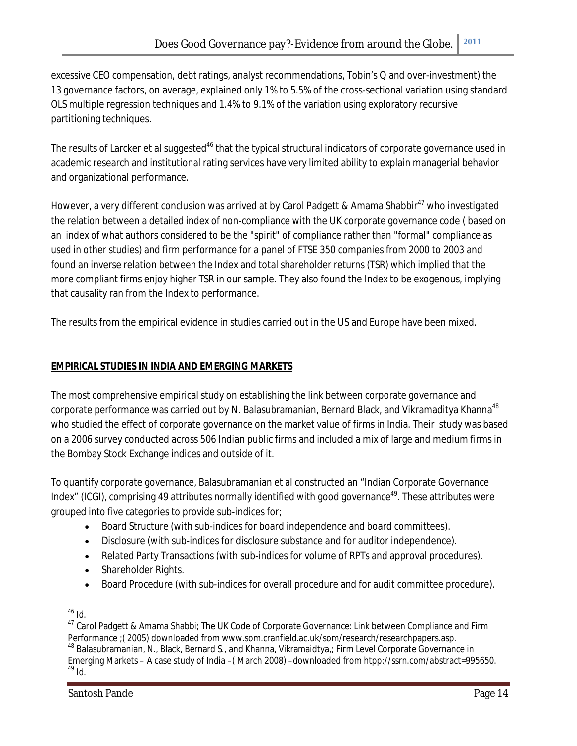excessive CEO compensation, debt ratings, analyst recommendations, Tobin's Q and over-investment) the 13 governance factors, on average, explained only 1% to 5.5% of the cross-sectional variation using standard OLS multiple regression techniques and 1.4% to 9.1% of the variation using exploratory recursive partitioning techniques.

The results of Larcker et al suggested[46] that the typical structural indicators of corporate governance used in academic research and institutional rating services have very limited ability to explain managerial behavior and organizational performance.

However, a very different conclusion was arrived at by Carol Padgett & Amama Shabbir[47] who investigated the relation between a detailed index of non-compliance with the UK corporate governance code ( based on an index of what authors considered to be the "spirit" of compliance rather than "formal" compliance as used in other studies) and firm performance for a panel of FTSE 350 companies from 2000 to 2003 and found an inverse relation between the Index and total shareholder returns (TSR) which implied that the more compliant firms enjoy higher TSR in our sample. They also found the Index to be exogenous, implying that causality ran from the Index to performance.

The results from the empirical evidence in studies carried out in the US and Europe have been mixed.

**EMPIRICAL STUDIES IN INDIA AND EMERGING MARKETS**

The most comprehensive empirical study on establishing the link between corporate governance and corporate performance was carried out by N. Balasubramanian, Bernard Black, and Vikramaditya Khanna[48] who studied the effect of corporate governance on the market value of firms in India. Their study was based on a 2006 survey conducted across 506 Indian public firms and included a mix of large and medium firms in the Bombay Stock Exchange indices and outside of it.

To quantify corporate governance, Balasubramanian et al constructed an "Indian Corporate Governance Index" (ICGI), comprising 49 attributes normally identified with good governance[49]. These attributes were grouped into five categories to provide sub-indices for;

- Board Structure (with sub-indices for board independence and board committees).
- Disclosure (with sub-indices for disclosure substance and for auditor independence).
- Related Party Transactions (with sub-indices for volume of RPTs and approval procedures).
- Shareholder Rights.
- Board Procedure (with sub-indices for overall procedure and for audit committee procedure).

---

[46] Id.

[47] Carol Padgett & Amama Shabbi; The UK Code of Corporate Governance: Link between Compliance and Firm Performance ;( 2005) downloaded from www.som.cranfield.ac.uk/som/research/researchpapers.asp.

[48] Balasubramanian, N., Black, Bernard S., and Khanna, Vikramaidtya,; Firm Level Corporate Governance in Emerging Markets – A case study of India –( March 2008) –downloaded from htpp://ssrn.com/abstract=995650.

[49] Id.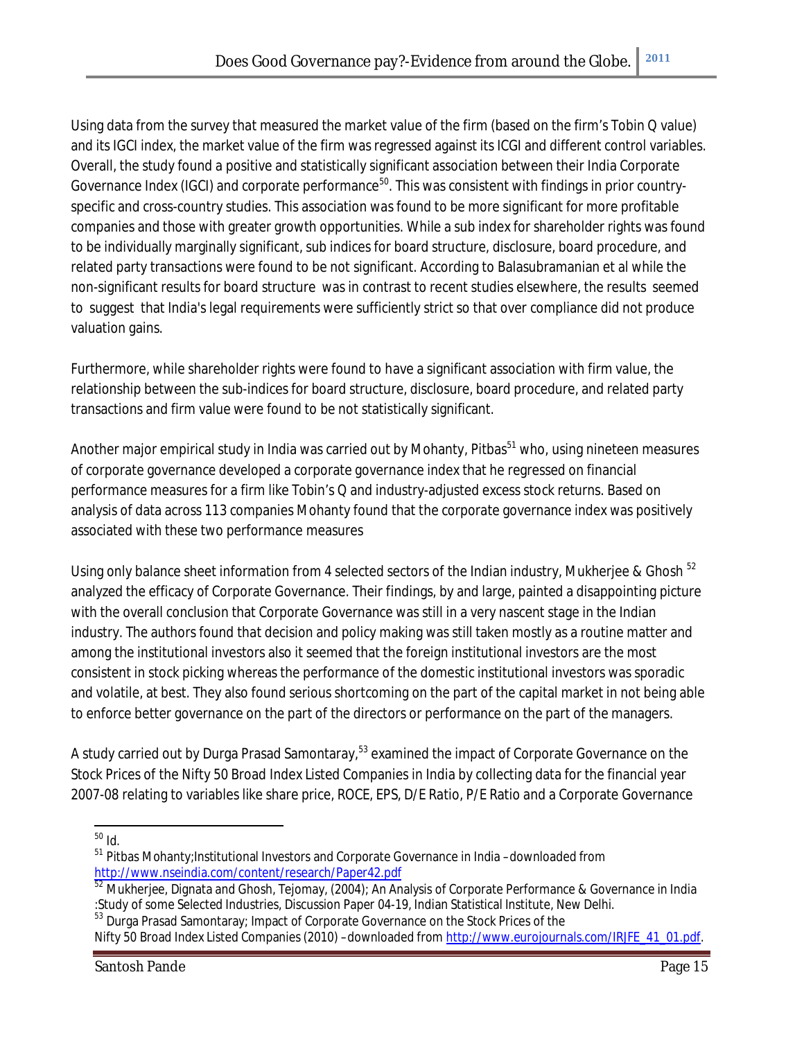Using data from the survey that measured the market value of the firm (based on the firm's Tobin Q value) and its IGCI index, the market value of the firm was regressed against its ICGI and different control variables. Overall, the study found a positive and statistically significant association between their India Corporate Governance Index (IGCI) and corporate performance[50]. This was consistent with findings in prior country-specific and cross-country studies. This association was found to be more significant for more profitable companies and those with greater growth opportunities. While a sub index for shareholder rights was found to be individually marginally significant, sub indices for board structure, disclosure, board procedure, and related party transactions were found to be not significant. According to Balasubramanian et al while the non-significant results for board structure was in contrast to recent studies elsewhere, the results seemed to suggest that India's legal requirements were sufficiently strict so that over compliance did not produce valuation gains.

Furthermore, while shareholder rights were found to have a significant association with firm value, the relationship between the sub-indices for board structure, disclosure, board procedure, and related party transactions and firm value were found to be not statistically significant.

Another major empirical study in India was carried out by Mohanty, Pitbas[51] who, using nineteen measures of corporate governance developed a corporate governance index that he regressed on financial performance measures for a firm like Tobin's Q and industry-adjusted excess stock returns. Based on analysis of data across 113 companies Mohanty found that the corporate governance index was positively associated with these two performance measures

Using only balance sheet information from 4 selected sectors of the Indian industry, Mukherjee & Ghosh [52] analyzed the efficacy of Corporate Governance. Their findings, by and large, painted a disappointing picture with the overall conclusion that Corporate Governance was still in a very nascent stage in the Indian industry. The authors found that decision and policy making was still taken mostly as a routine matter and among the institutional investors also it seemed that the foreign institutional investors are the most consistent in stock picking whereas the performance of the domestic institutional investors was sporadic and volatile, at best. They also found serious shortcoming on the part of the capital market in not being able to enforce better governance on the part of the directors or performance on the part of the managers.

A study carried out by Durga Prasad Samontaray,[53] examined the impact of Corporate Governance on the Stock Prices of the Nifty 50 Broad Index Listed Companies in India by collecting data for the financial year 2007-08 relating to variables like share price, ROCE, EPS, D/E Ratio, P/E Ratio and a Corporate Governance

---

[50] Id.

[51] Pitbas Mohanty;Institutional Investors and Corporate Governance in India – downloaded from http://www.nseindia.com/content/research/Paper42.pdf

[52] Mukherjee, Dignata and Ghosh, Tejomay, (2004); An Analysis of Corporate Performance & Governance in India :Study of some Selected Industries, Discussion Paper 04-19, Indian Statistical Institute, New Delhi.

[53] Durga Prasad Samontaray; Impact of Corporate Governance on the Stock Prices of the Nifty 50 Broad Index Listed Companies (2010) – downloaded from http://www.eurojournals.com/IRJFE_41_01.pdf.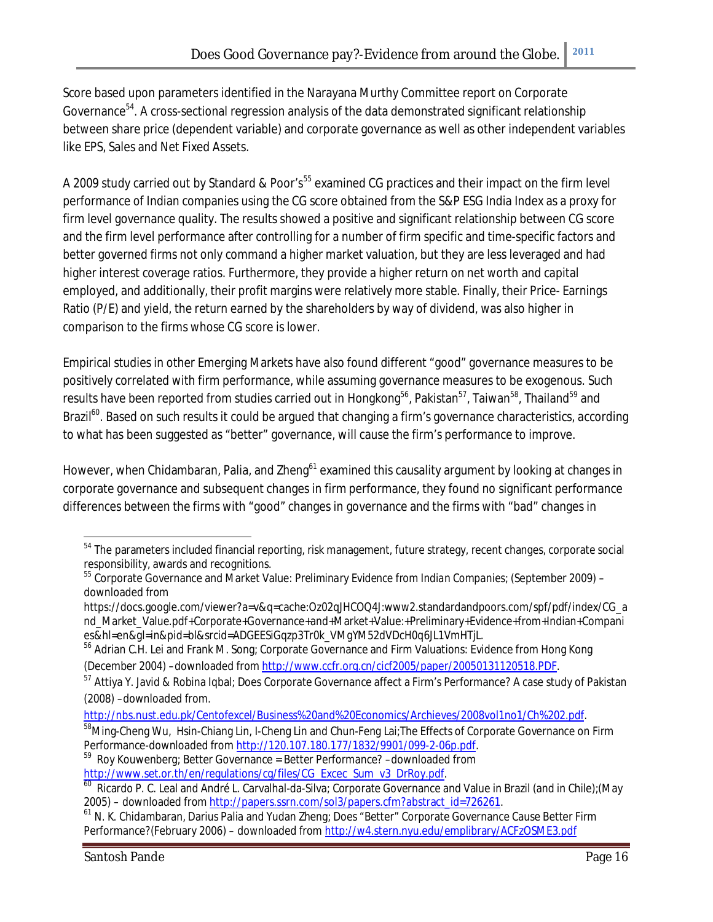Score based upon parameters identified in the Narayana Murthy Committee report on Corporate Governance[54]. A cross-sectional regression analysis of the data demonstrated significant relationship between share price (dependent variable) and corporate governance as well as other independent variables like EPS, Sales and Net Fixed Assets.

A 2009 study carried out by Standard & Poor's[55] examined CG practices and their impact on the firm level performance of Indian companies using the CG score obtained from the S&P ESG India Index as a proxy for firm level governance quality. The results showed a positive and significant relationship between CG score and the firm level performance after controlling for a number of firm specific and time-specific factors and better governed firms not only command a higher market valuation, but they are less leveraged and had higher interest coverage ratios. Furthermore, they provide a higher return on net worth and capital employed, and additionally, their profit margins were relatively more stable. Finally, their Price- Earnings Ratio (P/E) and yield, the return earned by the shareholders by way of dividend, was also higher in comparison to the firms whose CG score is lower.

Empirical studies in other Emerging Markets have also found different "good" governance measures to be positively correlated with firm performance, while assuming governance measures to be exogenous. Such results have been reported from studies carried out in Hongkong[56], Pakistan[57], Taiwan[58], Thailand[59] and Brazil[60]. Based on such results it could be argued that changing a firm's governance characteristics, according to what has been suggested as "better" governance, will cause the firm's performance to improve.

However, when Chidambaran, Palia, and Zheng[61] examined this causality argument by looking at changes in corporate governance and subsequent changes in firm performance, they found no significant performance differences between the firms with "good" changes in governance and the firms with "bad" changes in

---

[54] The parameters included financial reporting, risk management, future strategy, recent changes, corporate social responsibility, awards and recognitions.

[55] Corporate Governance and Market Value: Preliminary Evidence from Indian Companies; (September 2009) – downloaded from https://docs.google.com/viewer?a=v&q=cache:Oz02qJHCOQ4J:www2.standardandpoors.com/spf/pdf/index/CG_and_Market_Value.pdf+Corporate+Governance+and+Market+Value:+Preliminary+Evidence+from+Indian+Companies&hl=en&gl=in&pid=bl&srcid=ADGEESiGqzp3Tr0k_VMgYM52dVDcH0q6JL1VmHTjL.

[56] Adrian C.H. Lei and Frank M. Song; Corporate Governance and Firm Valuations: Evidence from Hong Kong (December 2004) –downloaded from http://www.ccfr.org.cn/cicf2005/paper/20050131120518.PDF.

[57] Attiya Y. Javid & Robina Iqbal; Does Corporate Governance affect a Firm's Performance? A case study of Pakistan (2008) –downloaded from. http://nbs.nust.edu.pk/Centofexcel/Business%20and%20Economics/Archieves/2008vol1no1/Ch%202.pdf.

[58] Ming-Cheng Wu, Hsin-Chiang Lin, I-Cheng Lin and Chun-Feng Lai;The Effects of Corporate Governance on Firm Performance-downloaded from http://120.107.180.177/1832/9901/099-2-06p.pdf.

[59] Roy Kouwenberg; Better Governance = Better Performance? –downloaded from http://www.set.or.th/en/regulations/cg/files/CG_Excec_Sum_v3_DrRoy.pdf.

[60] Ricardo P. C. Leal and André L. Carvalhal-da-Silva; Corporate Governance and Value in Brazil (and in Chile);(May 2005) – downloaded from http://papers.ssrn.com/sol3/papers.cfm?abstract_id=726261.

[61] N. K. Chidambaran, Darius Palia and Yudan Zheng; Does "Better" Corporate Governance Cause Better Firm Performance?(February 2006) – downloaded from http://w4.stern.nyu.edu/emplibrary/ACFzOSME3.pdf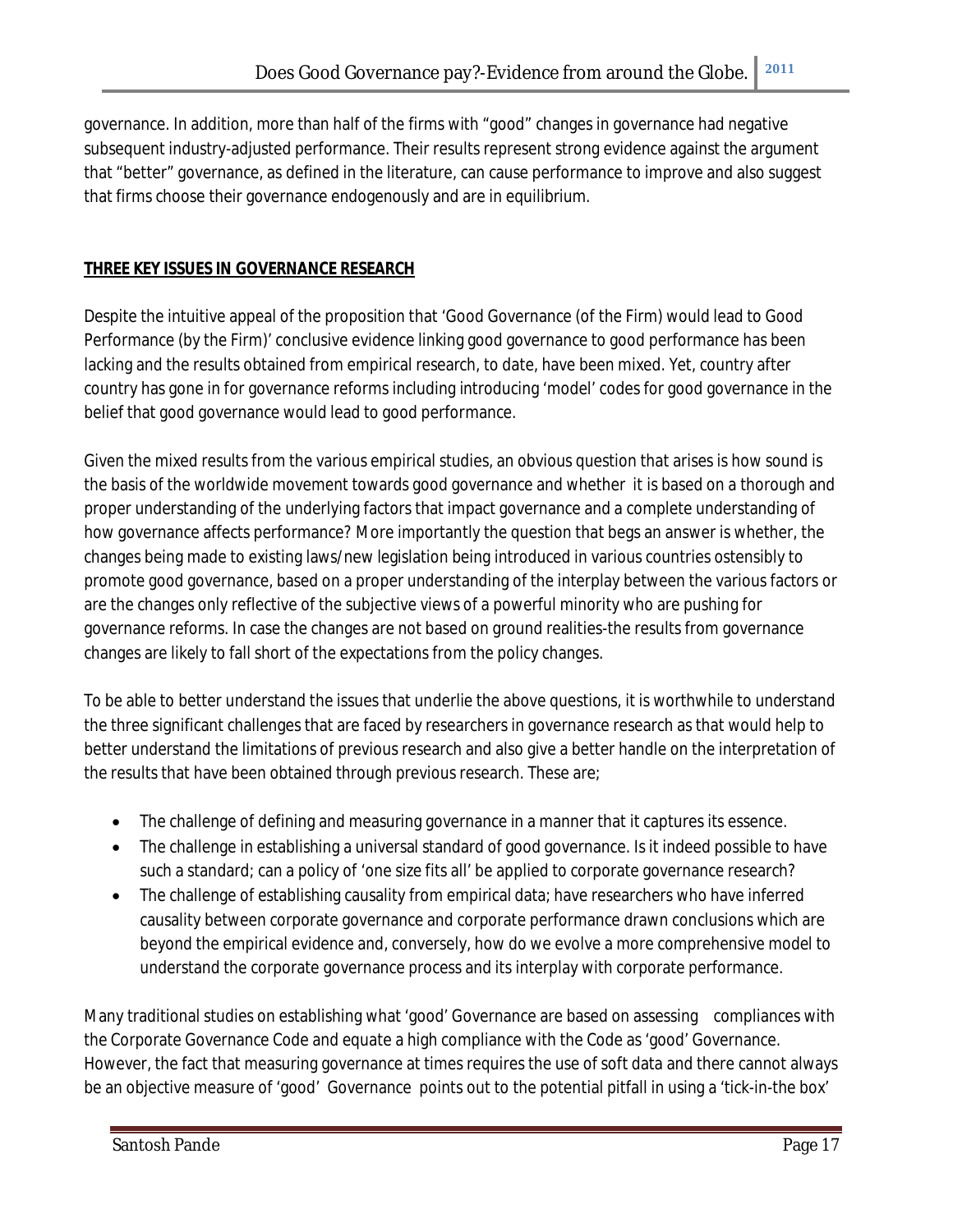governance. In addition, more than half of the firms with “good” changes in governance had negative subsequent industry-adjusted performance. Their results represent strong evidence against the argument that “better” governance, as defined in the literature, can cause performance to improve and also suggest that firms choose their governance endogenously and are in equilibrium.

## THREE KEY ISSUES IN GOVERNANCE RESEARCH

Despite the intuitive appeal of the proposition that ‘Good Governance (of the Firm) would lead to Good Performance (by the Firm)’ conclusive evidence linking good governance to good performance has been lacking and the results obtained from empirical research, to date, have been mixed. Yet, country after country has gone in for governance reforms including introducing ‘model’ codes for good governance in the belief that good governance would lead to good performance.

Given the mixed results from the various empirical studies, an obvious question that arises is how sound is the basis of the worldwide movement towards good governance and whether it is based on a thorough and proper understanding of the underlying factors that impact governance and a complete understanding of how governance affects performance? More importantly the question that begs an answer is whether, the changes being made to existing laws/new legislation being introduced in various countries ostensibly to promote good governance, based on a proper understanding of the interplay between the various factors or are the changes only reflective of the subjective views of a powerful minority who are pushing for governance reforms. In case the changes are not based on ground realities-the results from governance changes are likely to fall short of the expectations from the policy changes.

To be able to better understand the issues that underlie the above questions, it is worthwhile to understand the three significant challenges that are faced by researchers in governance research as that would help to better understand the limitations of previous research and also give a better handle on the interpretation of the results that have been obtained through previous research. These are;

- The challenge of defining and measuring governance in a manner that it captures its essence.
- The challenge in establishing a universal standard of good governance. Is it indeed possible to have such a standard; can a policy of ‘one size fits all’ be applied to corporate governance research?
- The challenge of establishing causality from empirical data; have researchers who have inferred causality between corporate governance and corporate performance drawn conclusions which are beyond the empirical evidence and, conversely, how do we evolve a more comprehensive model to understand the corporate governance process and its interplay with corporate performance.

Many traditional studies on establishing what ‘good’ Governance are based on assessing compliances with the Corporate Governance Code and equate a high compliance with the Code as ‘good’ Governance. However, the fact that measuring governance at times requires the use of soft data and there cannot always be an objective measure of ‘good’ Governance points out to the potential pitfall in using a ‘tick-in-the box’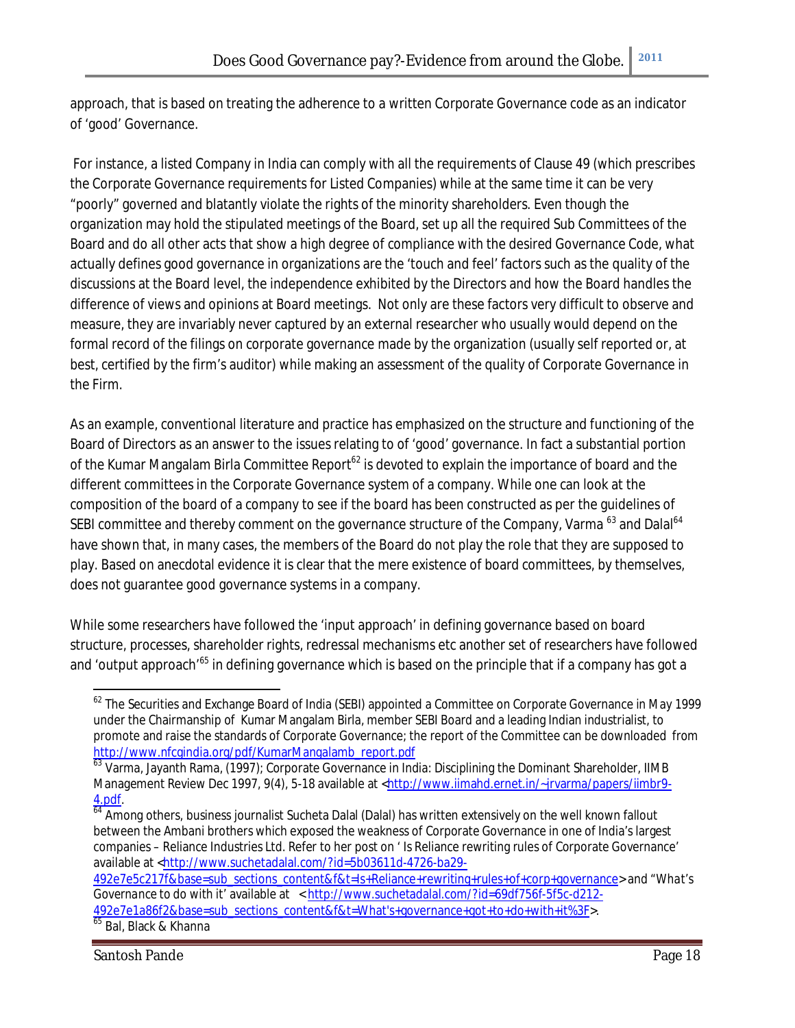approach, that is based on treating the adherence to a written Corporate Governance code as an indicator of 'good' Governance.

For instance, a listed Company in India can comply with all the requirements of Clause 49 (which prescribes the Corporate Governance requirements for Listed Companies) while at the same time it can be very "poorly" governed and blatantly violate the rights of the minority shareholders. Even though the organization may hold the stipulated meetings of the Board, set up all the required Sub Committees of the Board and do all other acts that show a high degree of compliance with the desired Governance Code, what actually defines good governance in organizations are the 'touch and feel' factors such as the quality of the discussions at the Board level, the independence exhibited by the Directors and how the Board handles the difference of views and opinions at Board meetings. Not only are these factors very difficult to observe and measure, they are invariably never captured by an external researcher who usually would depend on the formal record of the filings on corporate governance made by the organization (usually self reported or, at best, certified by the firm's auditor) while making an assessment of the quality of Corporate Governance in the Firm.

As an example, conventional literature and practice has emphasized on the structure and functioning of the Board of Directors as an answer to the issues relating to of 'good' governance. In fact a substantial portion of the Kumar Mangalam Birla Committee Report[62] is devoted to explain the importance of board and the different committees in the Corporate Governance system of a company. While one can look at the composition of the board of a company to see if the board has been constructed as per the guidelines of SEBI committee and thereby comment on the governance structure of the Company, Varma [63] and Dalal[64] have shown that, in many cases, the members of the Board do not play the role that they are supposed to play. Based on anecdotal evidence it is clear that the mere existence of board committees, by themselves, does not guarantee good governance systems in a company.

While some researchers have followed the 'input approach' in defining governance based on board structure, processes, shareholder rights, redressal mechanisms etc another set of researchers have followed and 'output approach'[65] in defining governance which is based on the principle that if a company has got a

---

[62] The Securities and Exchange Board of India (SEBI) appointed a Committee on Corporate Governance in May 1999 under the Chairmanship of Kumar Mangalam Birla, member SEBI Board and a leading Indian industrialist, to promote and raise the standards of Corporate Governance; the report of the Committee can be downloaded from http://www.nfcgindia.org/pdf/KumarMangalamb_report.pdf

[63] Varma, Jayanth Rama, (1997); Corporate Governance in India: Disciplining the Dominant Shareholder, IIMB Management Review Dec 1997, 9(4), 5-18 available at <http://www.iimahd.ernet.in/~jrvarma/papers/iimbr9-4.pdf.

[64] Among others, business journalist Sucheta Dalal (Dalal) has written extensively on the well known fallout between the Ambani brothers which exposed the weakness of Corporate Governance in one of India's largest companies – Reliance Industries Ltd. Refer to her post on ' Is Reliance rewriting rules of Corporate Governance' available at <http://www.suchetadalal.com/?id=5b03611d-4726-ba29-492e7e5c217f&base=sub_sections_content&f&t=Is+Reliance+rewriting+rules+of+corp+governance> and "What's Governance to do with it' available at <http://www.suchetadalal.com/?id=69df756f-5f5c-d212-492e7e1a86f2&base=sub_sections_content&f&t=What's+governance+got+to+do+with+it%3F>.

[65] Bal, Black & Khanna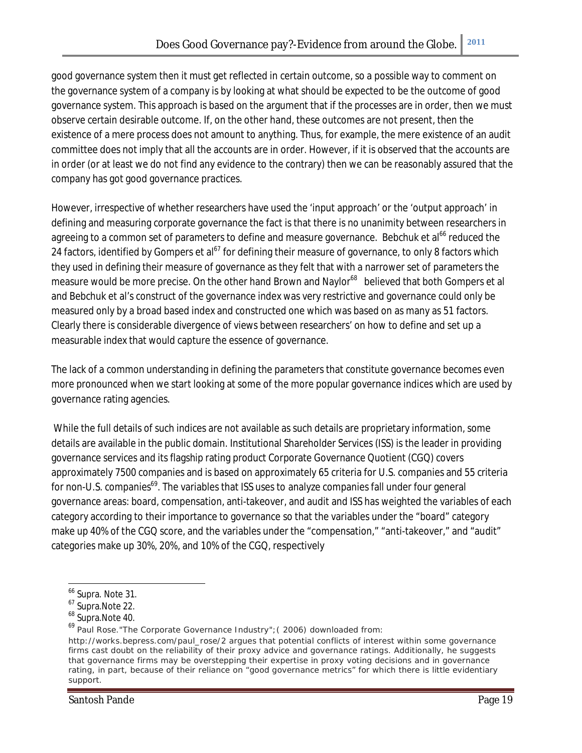good governance system then it must get reflected in certain outcome, so a possible way to comment on the governance system of a company is by looking at what should be expected to be the outcome of good governance system. This approach is based on the argument that if the processes are in order, then we must observe certain desirable outcome. If, on the other hand, these outcomes are not present, then the existence of a mere process does not amount to anything. Thus, for example, the mere existence of an audit committee does not imply that all the accounts are in order. However, if it is observed that the accounts are in order (or at least we do not find any evidence to the contrary) then we can be reasonably assured that the company has got good governance practices.

However, irrespective of whether researchers have used the 'input approach' or the 'output approach' in defining and measuring corporate governance the fact is that there is no unanimity between researchers in agreeing to a common set of parameters to define and measure governance. Bebchuk et al[66] reduced the 24 factors, identified by Gompers et al[67] for defining their measure of governance, to only 8 factors which they used in defining their measure of governance as they felt that with a narrower set of parameters the measure would be more precise. On the other hand Brown and Naylor[68] believed that both Gompers et al and Bebchuk et al's construct of the governance index was very restrictive and governance could only be measured only by a broad based index and constructed one which was based on as many as 51 factors. Clearly there is considerable divergence of views between researchers' on how to define and set up a measurable index that would capture the essence of governance.

The lack of a common understanding in defining the parameters that constitute governance becomes even more pronounced when we start looking at some of the more popular governance indices which are used by governance rating agencies.

While the full details of such indices are not available as such details are proprietary information, some details are available in the public domain. Institutional Shareholder Services (ISS) is the leader in providing governance services and its flagship rating product Corporate Governance Quotient (CGQ) covers approximately 7500 companies and is based on approximately 65 criteria for U.S. companies and 55 criteria for non-U.S. companies[69]. The variables that ISS uses to analyze companies fall under four general governance areas: board, compensation, anti-takeover, and audit and ISS has weighted the variables of each category according to their importance to governance so that the variables under the "board" category make up 40% of the CGQ score, and the variables under the "compensation," "anti-takeover," and "audit" categories make up 30%, 20%, and 10% of the CGQ, respectively

---

[66] Supra. Note 31.

[67] Supra.Note 22.

[68] Supra.Note 40.

[69] Paul Rose."The Corporate Governance Industry";( 2006) downloaded from: http://works.bepress.com/paul_rose/2 argues that potential conflicts of interest within some governance firms cast doubt on the reliability of their proxy advice and governance ratings. Additionally, he suggests that governance firms may be overstepping their expertise in proxy voting decisions and in governance rating, in part, because of their reliance on "good governance metrics" for which there is little evidentiary support.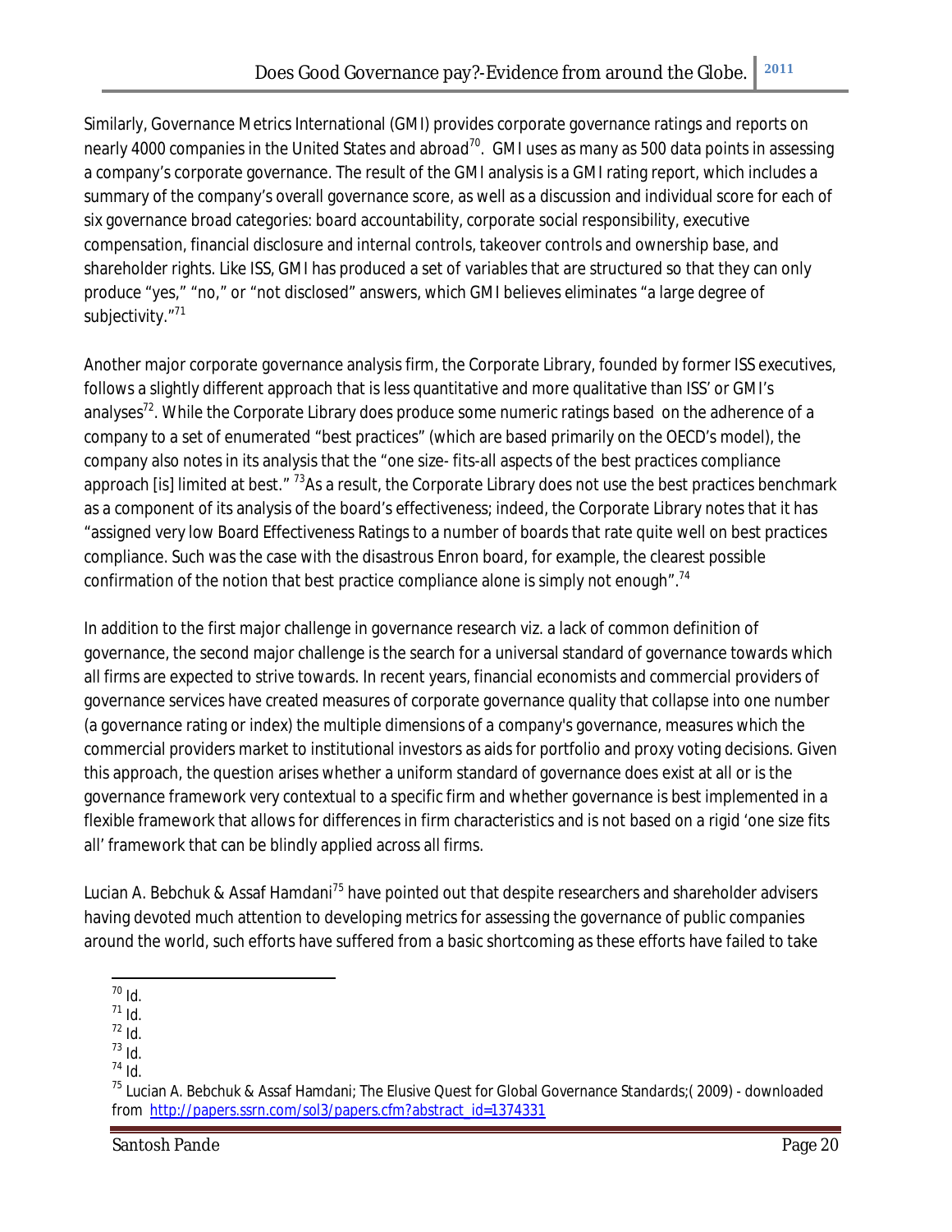Similarly, Governance Metrics International (GMI) provides corporate governance ratings and reports on nearly 4000 companies in the United States and abroad[70]. GMI uses as many as 500 data points in assessing a company's corporate governance. The result of the GMI analysis is a GMI rating report, which includes a summary of the company's overall governance score, as well as a discussion and individual score for each of six governance broad categories: board accountability, corporate social responsibility, executive compensation, financial disclosure and internal controls, takeover controls and ownership base, and shareholder rights. Like ISS, GMI has produced a set of variables that are structured so that they can only produce "yes," "no," or "not disclosed" answers, which GMI believes eliminates "a large degree of subjectivity."[71]

Another major corporate governance analysis firm, the Corporate Library, founded by former ISS executives, follows a slightly different approach that is less quantitative and more qualitative than ISS' or GMI's analyses[72]. While the Corporate Library does produce some numeric ratings based on the adherence of a company to a set of enumerated "best practices" (which are based primarily on the OECD's model), the company also notes in its analysis that the "one size- fits-all aspects of the best practices compliance approach [is] limited at best." [73]As a result, the Corporate Library does not use the best practices benchmark as a component of its analysis of the board's effectiveness; indeed, the Corporate Library notes that it has "assigned very low Board Effectiveness Ratings to a number of boards that rate quite well on best practices compliance. Such was the case with the disastrous Enron board, for example, the clearest possible confirmation of the notion that best practice compliance alone is simply not enough".[74]

In addition to the first major challenge in governance research viz. a lack of common definition of governance, the second major challenge is the search for a universal standard of governance towards which all firms are expected to strive towards. In recent years, financial economists and commercial providers of governance services have created measures of corporate governance quality that collapse into one number (a governance rating or index) the multiple dimensions of a company's governance, measures which the commercial providers market to institutional investors as aids for portfolio and proxy voting decisions. Given this approach, the question arises whether a uniform standard of governance does exist at all or is the governance framework very contextual to a specific firm and whether governance is best implemented in a flexible framework that allows for differences in firm characteristics and is not based on a rigid 'one size fits all' framework that can be blindly applied across all firms.

Lucian A. Bebchuk & Assaf Hamdani[75] have pointed out that despite researchers and shareholder advisers having devoted much attention to developing metrics for assessing the governance of public companies around the world, such efforts have suffered from a basic shortcoming as these efforts have failed to take

---

[70] Id.

[71] Id.

[72] Id.

[73] Id.

[74] Id.

[75] Lucian A. Bebchuk & Assaf Hamdani; The Elusive Quest for Global Governance Standards;( 2009) - downloaded from http://papers.ssrn.com/sol3/papers.cfm?abstract_id=1374331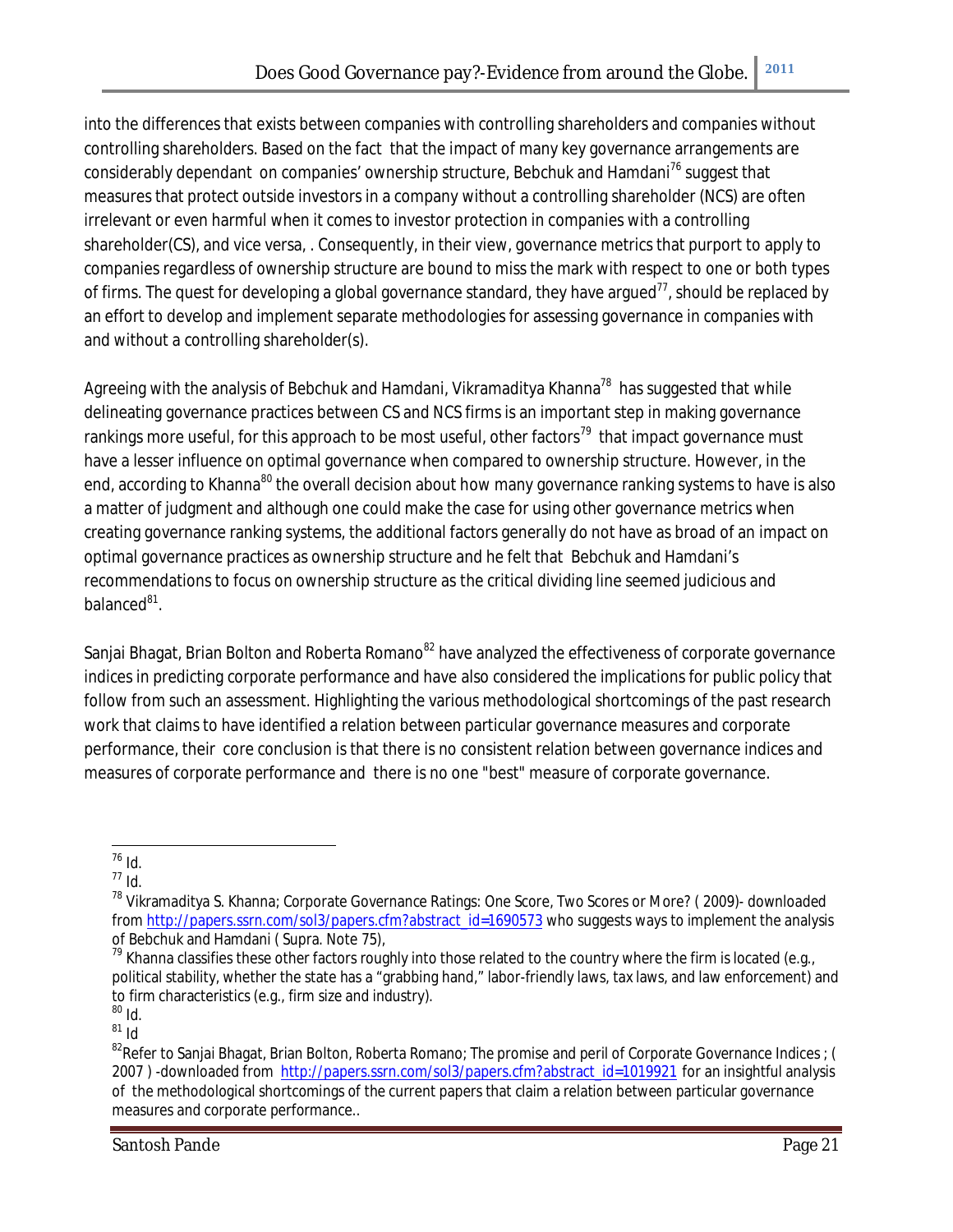into the differences that exists between companies with controlling shareholders and companies without controlling shareholders. Based on the fact that the impact of many key governance arrangements are considerably dependant on companies' ownership structure, Bebchuk and Hamdani[76] suggest that measures that protect outside investors in a company without a controlling shareholder (NCS) are often irrelevant or even harmful when it comes to investor protection in companies with a controlling shareholder(CS), and vice versa, . Consequently, in their view, governance metrics that purport to apply to companies regardless of ownership structure are bound to miss the mark with respect to one or both types of firms. The quest for developing a global governance standard, they have argued[77], should be replaced by an effort to develop and implement separate methodologies for assessing governance in companies with and without a controlling shareholder(s).

Agreeing with the analysis of Bebchuk and Hamdani, Vikramaditya Khanna[78] has suggested that while delineating governance practices between CS and NCS firms is an important step in making governance rankings more useful, for this approach to be most useful, other factors[79] that impact governance must have a lesser influence on optimal governance when compared to ownership structure. However, in the end, according to Khanna[80] the overall decision about how many governance ranking systems to have is also a matter of judgment and although one could make the case for using other governance metrics when creating governance ranking systems, the additional factors generally do not have as broad of an impact on optimal governance practices as ownership structure and he felt that Bebchuk and Hamdani's recommendations to focus on ownership structure as the critical dividing line seemed judicious and balanced[81].

Sanjai Bhagat, Brian Bolton and Roberta Romano[82] have analyzed the effectiveness of corporate governance indices in predicting corporate performance and have also considered the implications for public policy that follow from such an assessment. Highlighting the various methodological shortcomings of the past research work that claims to have identified a relation between particular governance measures and corporate performance, their core conclusion is that there is no consistent relation between governance indices and measures of corporate performance and there is no one "best" measure of corporate governance.

---

[76] Id.

[77] Id.

[78] Vikramaditya S. Khanna; Corporate Governance Ratings: One Score, Two Scores or More? ( 2009)- downloaded from http://papers.ssrn.com/sol3/papers.cfm?abstract_id=1690573 who suggests ways to implement the analysis of Bebchuk and Hamdani ( Supra. Note 75),

[79] Khanna classifies these other factors roughly into those related to the country where the firm is located (e.g., political stability, whether the state has a "grabbing hand," labor-friendly laws, tax laws, and law enforcement) and to firm characteristics (e.g., firm size and industry).

[80] Id.

[81] Id

[82] Refer to Sanjai Bhagat, Brian Bolton, Roberta Romano; The promise and peril of Corporate Governance Indices ; ( 2007 ) -downloaded from http://papers.ssrn.com/sol3/papers.cfm?abstract_id=1019921 for an insightful analysis of the methodological shortcomings of the current papers that claim a relation between particular governance measures and corporate performance..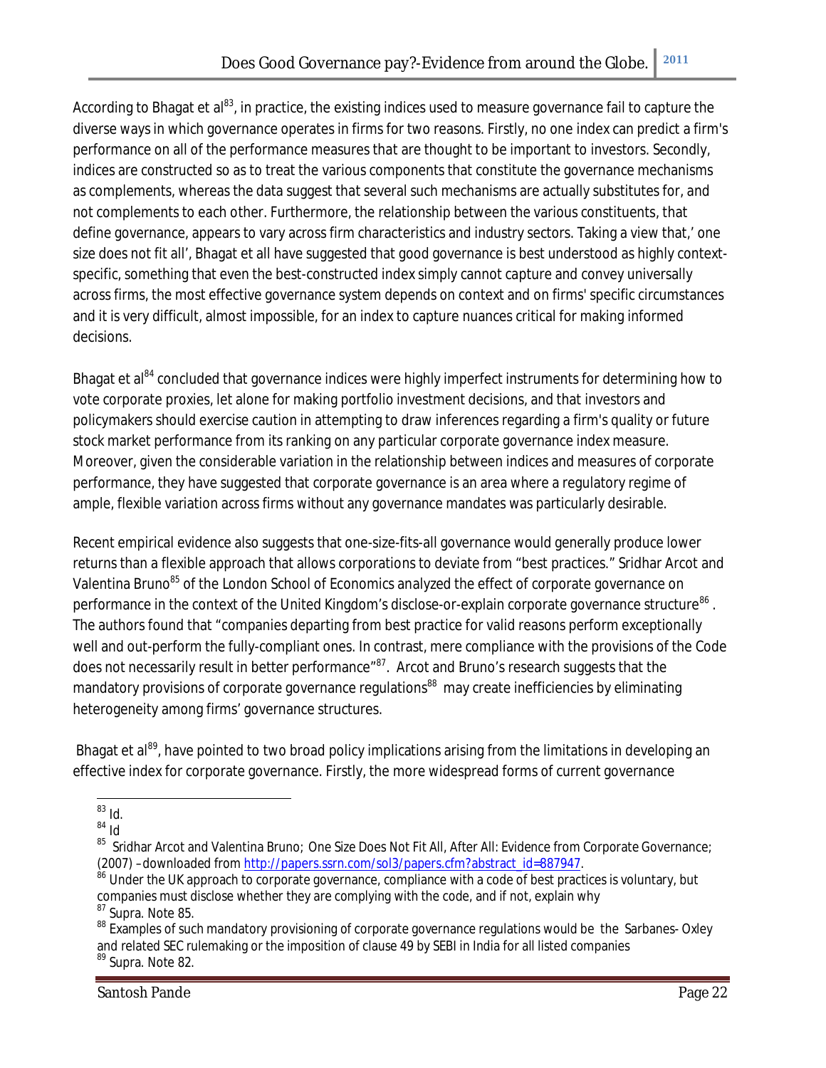According to Bhagat et al[83], in practice, the existing indices used to measure governance fail to capture the diverse ways in which governance operates in firms for two reasons. Firstly, no one index can predict a firm's performance on all of the performance measures that are thought to be important to investors. Secondly, indices are constructed so as to treat the various components that constitute the governance mechanisms as complements, whereas the data suggest that several such mechanisms are actually substitutes for, and not complements to each other. Furthermore, the relationship between the various constituents, that define governance, appears to vary across firm characteristics and industry sectors. Taking a view that,' one size does not fit all', Bhagat et all have suggested that good governance is best understood as highly context-specific, something that even the best-constructed index simply cannot capture and convey universally across firms, the most effective governance system depends on context and on firms' specific circumstances and it is very difficult, almost impossible, for an index to capture nuances critical for making informed decisions.

Bhagat et al[84] concluded that governance indices were highly imperfect instruments for determining how to vote corporate proxies, let alone for making portfolio investment decisions, and that investors and policymakers should exercise caution in attempting to draw inferences regarding a firm's quality or future stock market performance from its ranking on any particular corporate governance index measure. Moreover, given the considerable variation in the relationship between indices and measures of corporate performance, they have suggested that corporate governance is an area where a regulatory regime of ample, flexible variation across firms without any governance mandates was particularly desirable.

Recent empirical evidence also suggests that one-size-fits-all governance would generally produce lower returns than a flexible approach that allows corporations to deviate from "best practices." Sridhar Arcot and Valentina Bruno[85] of the London School of Economics analyzed the effect of corporate governance on performance in the context of the United Kingdom's disclose-or-explain corporate governance structure[86]. The authors found that "companies departing from best practice for valid reasons perform exceptionally well and out-perform the fully-compliant ones. In contrast, mere compliance with the provisions of the Code does not necessarily result in better performance"[87]. Arcot and Bruno's research suggests that the mandatory provisions of corporate governance regulations[88] may create inefficiencies by eliminating heterogeneity among firms' governance structures.

Bhagat et al[89], have pointed to two broad policy implications arising from the limitations in developing an effective index for corporate governance. Firstly, the more widespread forms of current governance

---

[83] Id.

[84] Id

[85] Sridhar Arcot and Valentina Bruno; One Size Does Not Fit All, After All: Evidence from Corporate Governance; (2007) –downloaded from http://papers.ssrn.com/sol3/papers.cfm?abstract_id=887947.

[86] Under the UK approach to corporate governance, compliance with a code of best practices is voluntary, but companies must disclose whether they are complying with the code, and if not, explain why

[87] Supra. Note 85.

[88] Examples of such mandatory provisioning of corporate governance regulations would be the Sarbanes- Oxley and related SEC rulemaking or the imposition of clause 49 by SEBI in India for all listed companies

[89] Supra. Note 82.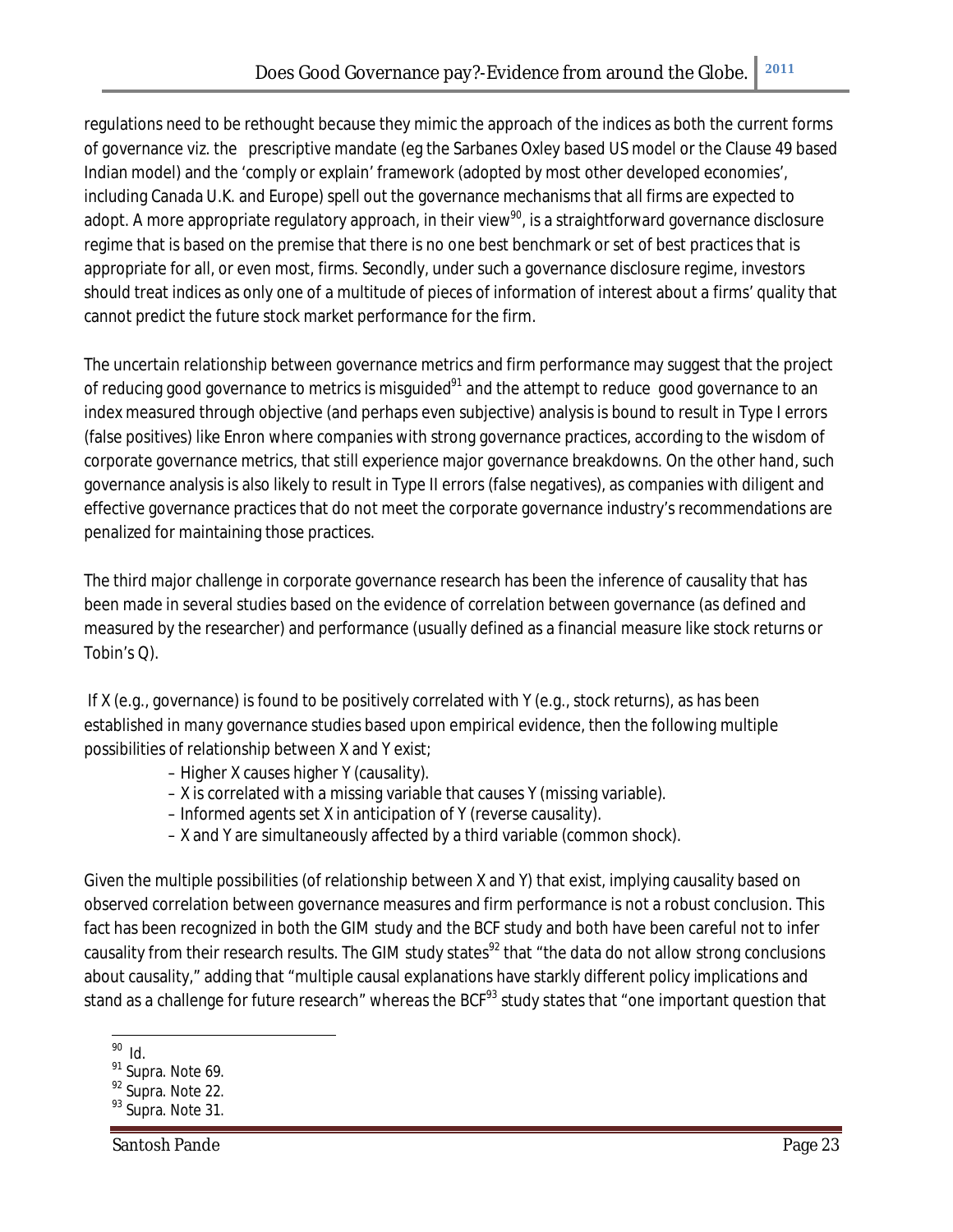regulations need to be rethought because they mimic the approach of the indices as both the current forms of governance viz. the prescriptive mandate (eg the Sarbanes Oxley based US model or the Clause 49 based Indian model) and the 'comply or explain' framework (adopted by most other developed economies', including Canada U.K. and Europe) spell out the governance mechanisms that all firms are expected to adopt. A more appropriate regulatory approach, in their view[90], is a straightforward governance disclosure regime that is based on the premise that there is no one best benchmark or set of best practices that is appropriate for all, or even most, firms. Secondly, under such a governance disclosure regime, investors should treat indices as only one of a multitude of pieces of information of interest about a firms' quality that cannot predict the future stock market performance for the firm.

The uncertain relationship between governance metrics and firm performance may suggest that the project of reducing good governance to metrics is misguided[91] and the attempt to reduce good governance to an index measured through objective (and perhaps even subjective) analysis is bound to result in Type I errors (false positives) like Enron where companies with strong governance practices, according to the wisdom of corporate governance metrics, that still experience major governance breakdowns. On the other hand, such governance analysis is also likely to result in Type II errors (false negatives), as companies with diligent and effective governance practices that do not meet the corporate governance industry's recommendations are penalized for maintaining those practices.

The third major challenge in corporate governance research has been the inference of causality that has been made in several studies based on the evidence of correlation between governance (as defined and measured by the researcher) and performance (usually defined as a financial measure like stock returns or Tobin's Q).

If X (e.g., governance) is found to be positively correlated with Y (e.g., stock returns), as has been established in many governance studies based upon empirical evidence, then the following multiple possibilities of relationship between X and Y exist;

- Higher X causes higher Y (causality).
- X is correlated with a missing variable that causes Y (missing variable).
- Informed agents set X in anticipation of Y (reverse causality).
- X and Y are simultaneously affected by a third variable (common shock).

Given the multiple possibilities (of relationship between X and Y) that exist, implying causality based on observed correlation between governance measures and firm performance is not a robust conclusion. This fact has been recognized in both the GIM study and the BCF study and both have been careful not to infer causality from their research results. The GIM study states[92] that "the data do not allow strong conclusions about causality," adding that "multiple causal explanations have starkly different policy implications and stand as a challenge for future research" whereas the BCF[93] study states that "one important question that

[90] Id.

[91] Supra. Note 69.

[92] Supra. Note 22.

[93] Supra. Note 31.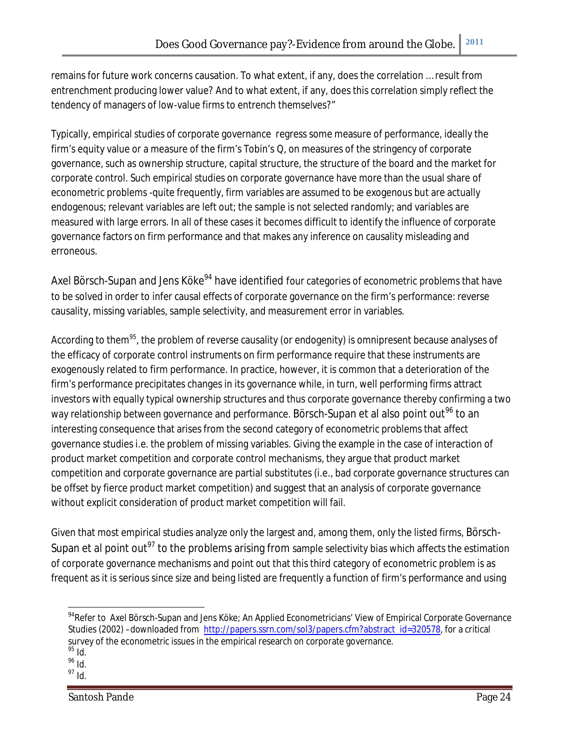remains for future work concerns causation. To what extent, if any, does the correlation … result from entrenchment producing lower value? And to what extent, if any, does this correlation simply reflect the tendency of managers of low-value firms to entrench themselves?"

Typically, empirical studies of corporate governance regress some measure of performance, ideally the firm's equity value or a measure of the firm's Tobin's Q, on measures of the stringency of corporate governance, such as ownership structure, capital structure, the structure of the board and the market for corporate control. Such empirical studies on corporate governance have more than the usual share of econometric problems -quite frequently, firm variables are assumed to be exogenous but are actually endogenous; relevant variables are left out; the sample is not selected randomly; and variables are measured with large errors. In all of these cases it becomes difficult to identify the influence of corporate governance factors on firm performance and that makes any inference on causality misleading and erroneous.

Axel Börsch-Supan and Jens Köke[94] have identified four categories of econometric problems that have to be solved in order to infer causal effects of corporate governance on the firm's performance: reverse causality, missing variables, sample selectivity, and measurement error in variables.

According to them[95], the problem of reverse causality (or endogenity) is omnipresent because analyses of the efficacy of corporate control instruments on firm performance require that these instruments are exogenously related to firm performance. In practice, however, it is common that a deterioration of the firm's performance precipitates changes in its governance while, in turn, well performing firms attract investors with equally typical ownership structures and thus corporate governance thereby confirming a two way relationship between governance and performance. Börsch-Supan et al also point out[96] to an interesting consequence that arises from the second category of econometric problems that affect governance studies i.e. the problem of missing variables. Giving the example in the case of interaction of product market competition and corporate control mechanisms, they argue that product market competition and corporate governance are partial substitutes (i.e., bad corporate governance structures can be offset by fierce product market competition) and suggest that an analysis of corporate governance without explicit consideration of product market competition will fail.

Given that most empirical studies analyze only the largest and, among them, only the listed firms, Börsch-Supan et al point out[97] to the problems arising from sample selectivity bias which affects the estimation of corporate governance mechanisms and point out that this third category of econometric problem is as frequent as it is serious since size and being listed are frequently a function of firm's performance and using

---

[94] Refer to Axel Börsch-Supan and Jens Köke; An Applied Econometricians' View of Empirical Corporate Governance Studies (2002) –downloaded from http://papers.ssrn.com/sol3/papers.cfm?abstract_id=320578, for a critical survey of the econometric issues in the empirical research on corporate governance.

[95] Id.

[96] Id.

[97] Id.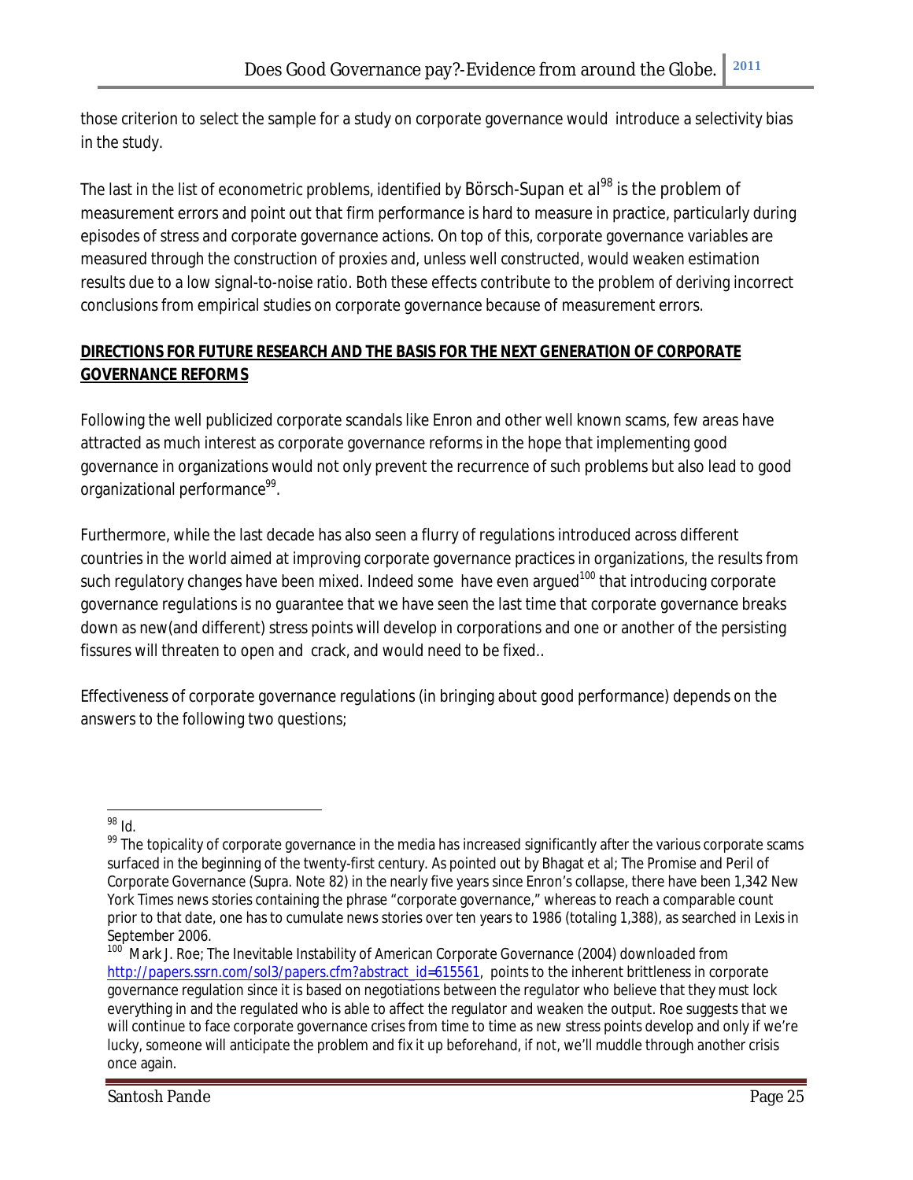those criterion to select the sample for a study on corporate governance would introduce a selectivity bias in the study.

The last in the list of econometric problems, identified by Börsch-Supan et al[98] is the problem of measurement errors and point out that firm performance is hard to measure in practice, particularly during episodes of stress and corporate governance actions. On top of this, corporate governance variables are measured through the construction of proxies and, unless well constructed, would weaken estimation results due to a low signal-to-noise ratio. Both these effects contribute to the problem of deriving incorrect conclusions from empirical studies on corporate governance because of measurement errors.

**DIRECTIONS FOR FUTURE RESEARCH AND THE BASIS FOR THE NEXT GENERATION OF CORPORATE GOVERNANCE REFORMS**

Following the well publicized corporate scandals like Enron and other well known scams, few areas have attracted as much interest as corporate governance reforms in the hope that implementing good governance in organizations would not only prevent the recurrence of such problems but also lead to good organizational performance[99].

Furthermore, while the last decade has also seen a flurry of regulations introduced across different countries in the world aimed at improving corporate governance practices in organizations, the results from such regulatory changes have been mixed. Indeed some have even argued[100] that introducing corporate governance regulations is no guarantee that we have seen the last time that corporate governance breaks down as new(and different) stress points will develop in corporations and one or another of the persisting fissures will threaten to open and crack, and would need to be fixed..

Effectiveness of corporate governance regulations (in bringing about good performance) depends on the answers to the following two questions;

---

[98] Id.

[99] The topicality of corporate governance in the media has increased significantly after the various corporate scams surfaced in the beginning of the twenty-first century. As pointed out by Bhagat et al; The Promise and Peril of Corporate Governance (Supra. Note 82) in the nearly five years since Enron's collapse, there have been 1,342 New York Times news stories containing the phrase "corporate governance," whereas to reach a comparable count prior to that date, one has to cumulate news stories over ten years to 1986 (totaling 1,388), as searched in Lexis in September 2006.

[100] Mark J. Roe; The Inevitable Instability of American Corporate Governance (2004) downloaded from http://papers.ssrn.com/sol3/papers.cfm?abstract_id=615561, points to the inherent brittleness in corporate governance regulation since it is based on negotiations between the regulator who believe that they must lock everything in and the regulated who is able to affect the regulator and weaken the output. Roe suggests that we will continue to face corporate governance crises from time to time as new stress points develop and only if we're lucky, someone will anticipate the problem and fix it up beforehand, if not, we'll muddle through another crisis once again.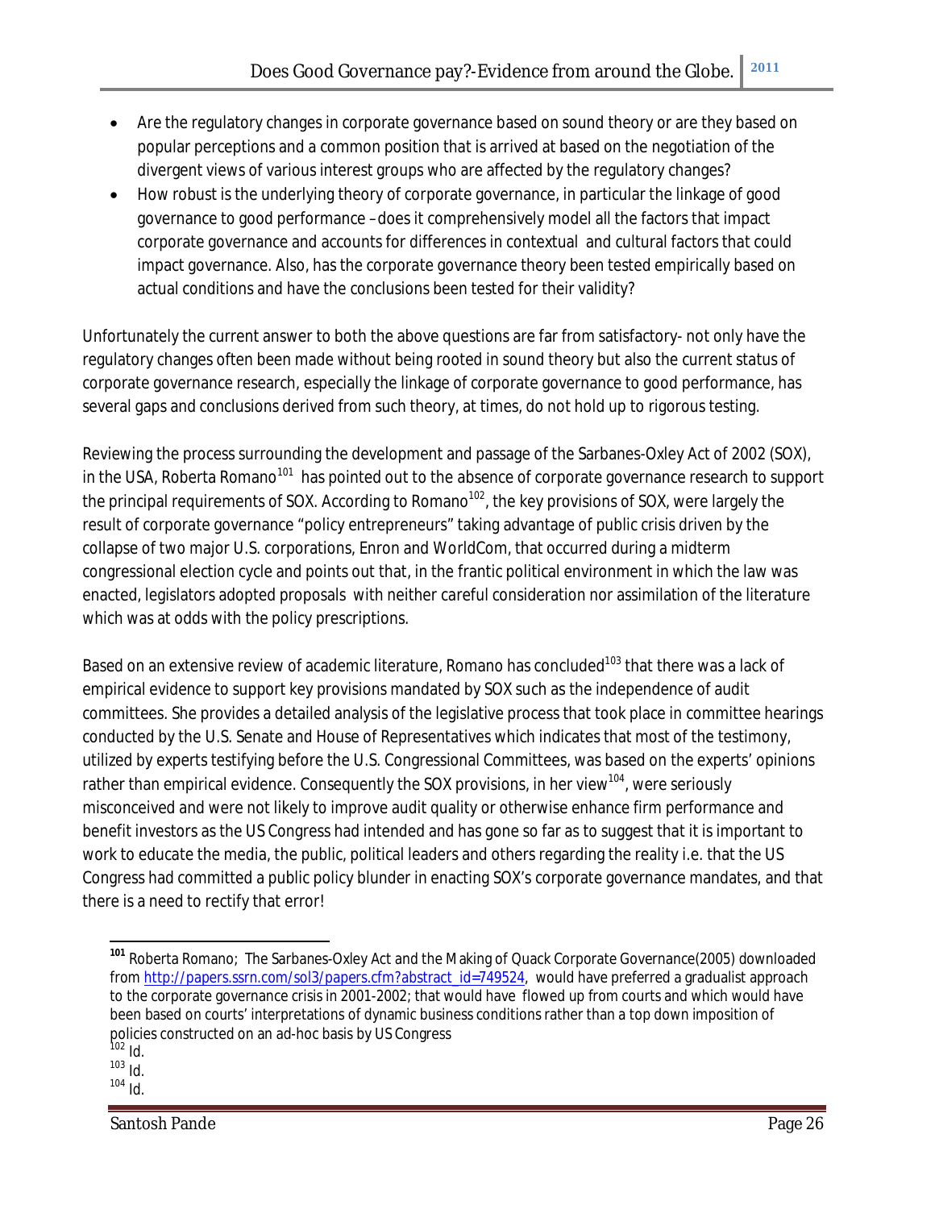- Are the regulatory changes in corporate governance based on sound theory or are they based on popular perceptions and a common position that is arrived at based on the negotiation of the divergent views of various interest groups who are affected by the regulatory changes?
- How robust is the underlying theory of corporate governance, in particular the linkage of good governance to good performance –does it comprehensively model all the factors that impact corporate governance and accounts for differences in contextual and cultural factors that could impact governance. Also, has the corporate governance theory been tested empirically based on actual conditions and have the conclusions been tested for their validity?

Unfortunately the current answer to both the above questions are far from satisfactory- not only have the regulatory changes often been made without being rooted in sound theory but also the current status of corporate governance research, especially the linkage of corporate governance to good performance, has several gaps and conclusions derived from such theory, at times, do not hold up to rigorous testing.

Reviewing the process surrounding the development and passage of the Sarbanes-Oxley Act of 2002 (SOX), in the USA, Roberta Romano[101] has pointed out to the absence of corporate governance research to support the principal requirements of SOX. According to Romano[102], the key provisions of SOX, were largely the result of corporate governance "policy entrepreneurs" taking advantage of public crisis driven by the collapse of two major U.S. corporations, Enron and WorldCom, that occurred during a midterm congressional election cycle and points out that, in the frantic political environment in which the law was enacted, legislators adopted proposals with neither careful consideration nor assimilation of the literature which was at odds with the policy prescriptions.

Based on an extensive review of academic literature, Romano has concluded[103] that there was a lack of empirical evidence to support key provisions mandated by SOX such as the independence of audit committees. She provides a detailed analysis of the legislative process that took place in committee hearings conducted by the U.S. Senate and House of Representatives which indicates that most of the testimony, utilized by experts testifying before the U.S. Congressional Committees, was based on the experts' opinions rather than empirical evidence. Consequently the SOX provisions, in her view[104], were seriously misconceived and were not likely to improve audit quality or otherwise enhance firm performance and benefit investors as the US Congress had intended and has gone so far as to suggest that it is important to work to educate the media, the public, political leaders and others regarding the reality i.e. that the US Congress had committed a public policy blunder in enacting SOX's corporate governance mandates, and that there is a need to rectify that error!

---

[101] Roberta Romano; The Sarbanes-Oxley Act and the Making of Quack Corporate Governance(2005) downloaded from http://papers.ssrn.com/sol3/papers.cfm?abstract_id=749524, would have preferred a gradualist approach to the corporate governance crisis in 2001-2002; that would have flowed up from courts and which would have been based on courts' interpretations of dynamic business conditions rather than a top down imposition of policies constructed on an ad-hoc basis by US Congress

[102] Id.

[103] Id.

[104] Id.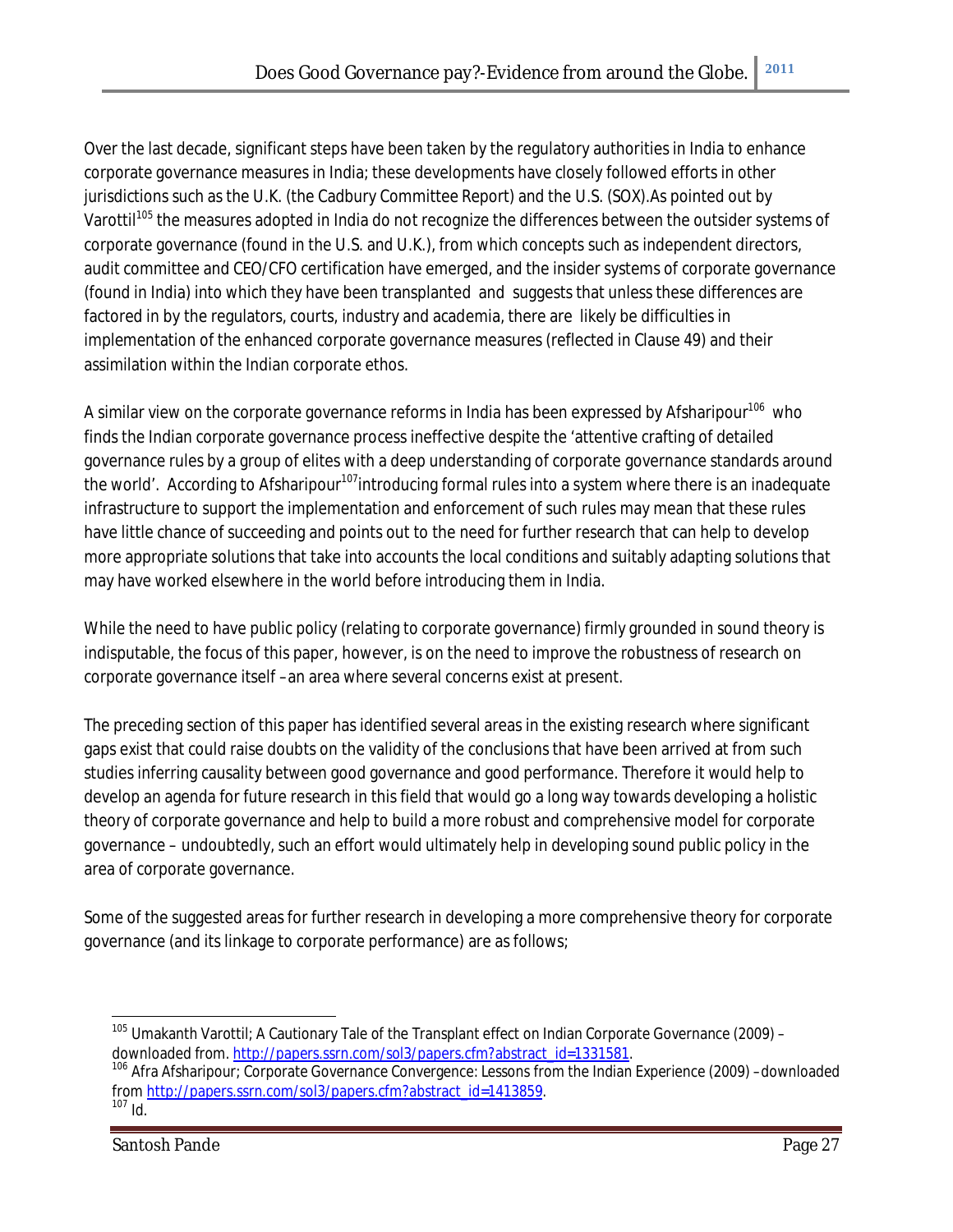Over the last decade, significant steps have been taken by the regulatory authorities in India to enhance corporate governance measures in India; these developments have closely followed efforts in other jurisdictions such as the U.K. (the Cadbury Committee Report) and the U.S. (SOX).As pointed out by Varottil[105] the measures adopted in India do not recognize the differences between the outsider systems of corporate governance (found in the U.S. and U.K.), from which concepts such as independent directors, audit committee and CEO/CFO certification have emerged, and the insider systems of corporate governance (found in India) into which they have been transplanted and suggests that unless these differences are factored in by the regulators, courts, industry and academia, there are likely be difficulties in implementation of the enhanced corporate governance measures (reflected in Clause 49) and their assimilation within the Indian corporate ethos.

A similar view on the corporate governance reforms in India has been expressed by Afsharipour[106] who finds the Indian corporate governance process ineffective despite the 'attentive crafting of detailed governance rules by a group of elites with a deep understanding of corporate governance standards around the world'. According to Afsharipour[107]introducing formal rules into a system where there is an inadequate infrastructure to support the implementation and enforcement of such rules may mean that these rules have little chance of succeeding and points out to the need for further research that can help to develop more appropriate solutions that take into accounts the local conditions and suitably adapting solutions that may have worked elsewhere in the world before introducing them in India.

While the need to have public policy (relating to corporate governance) firmly grounded in sound theory is indisputable, the focus of this paper, however, is on the need to improve the robustness of research on corporate governance itself –an area where several concerns exist at present.

The preceding section of this paper has identified several areas in the existing research where significant gaps exist that could raise doubts on the validity of the conclusions that have been arrived at from such studies inferring causality between good governance and good performance. Therefore it would help to develop an agenda for future research in this field that would go a long way towards developing a holistic theory of corporate governance and help to build a more robust and comprehensive model for corporate governance – undoubtedly, such an effort would ultimately help in developing sound public policy in the area of corporate governance.

Some of the suggested areas for further research in developing a more comprehensive theory for corporate governance (and its linkage to corporate performance) are as follows;

---

[105] Umakanth Varottil; A Cautionary Tale of the Transplant effect on Indian Corporate Governance (2009) – downloaded from. http://papers.ssrn.com/sol3/papers.cfm?abstract_id=1331581.

[106] Afra Afsharipour; Corporate Governance Convergence: Lessons from the Indian Experience (2009) –downloaded from http://papers.ssrn.com/sol3/papers.cfm?abstract_id=1413859.

[107] Id.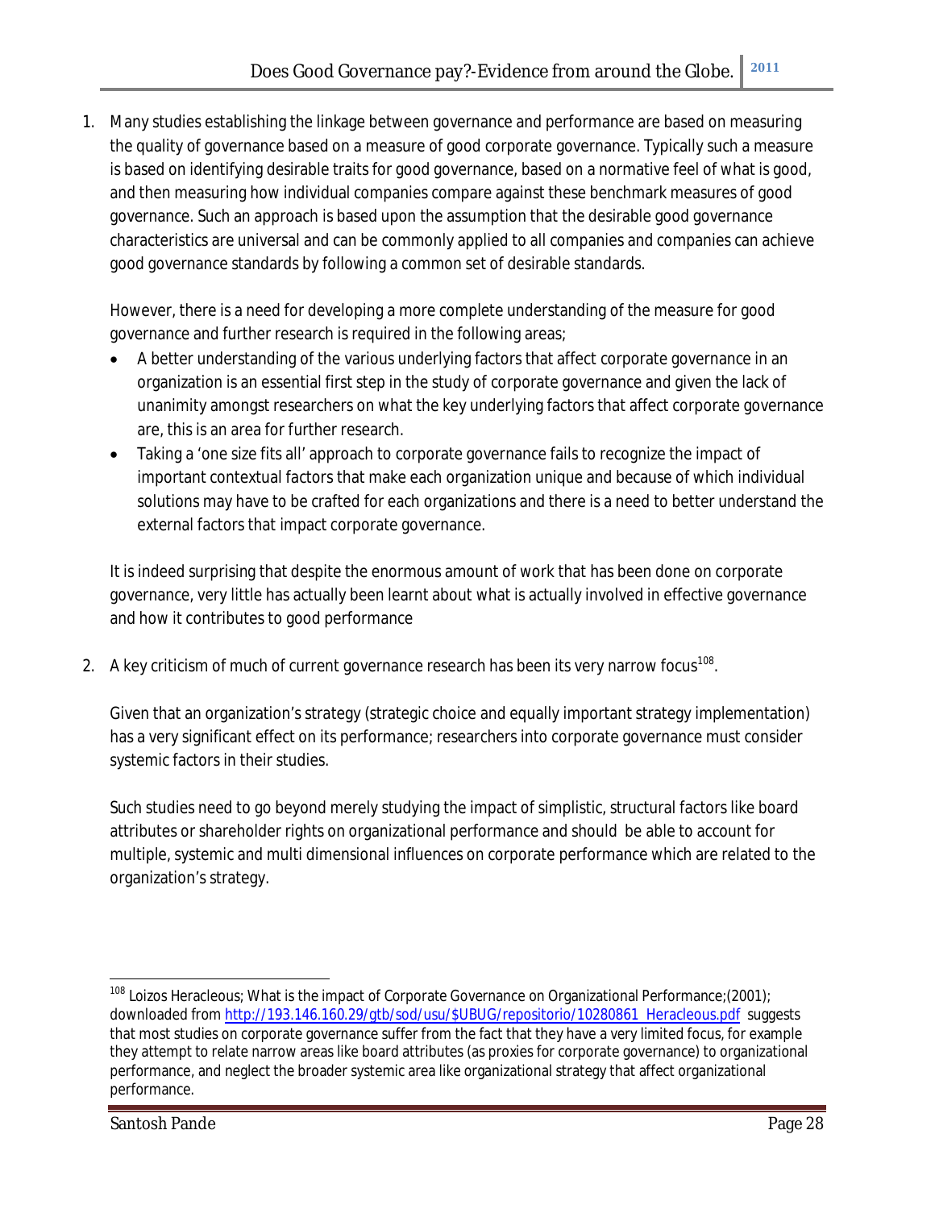1. Many studies establishing the linkage between governance and performance are based on measuring the quality of governance based on a measure of good corporate governance. Typically such a measure is based on identifying desirable traits for good governance, based on a normative feel of what is good, and then measuring how individual companies compare against these benchmark measures of good governance. Such an approach is based upon the assumption that the desirable good governance characteristics are universal and can be commonly applied to all companies and companies can achieve good governance standards by following a common set of desirable standards.

   However, there is a need for developing a more complete understanding of the measure for good governance and further research is required in the following areas;

   - A better understanding of the various underlying factors that affect corporate governance in an organization is an essential first step in the study of corporate governance and given the lack of unanimity amongst researchers on what the key underlying factors that affect corporate governance are, this is an area for further research.
   - Taking a 'one size fits all' approach to corporate governance fails to recognize the impact of important contextual factors that make each organization unique and because of which individual solutions may have to be crafted for each organizations and there is a need to better understand the external factors that impact corporate governance.

   It is indeed surprising that despite the enormous amount of work that has been done on corporate governance, very little has actually been learnt about what is actually involved in effective governance and how it contributes to good performance

2. A key criticism of much of current governance research has been its very narrow focus[108].

   Given that an organization's strategy (strategic choice and equally important strategy implementation) has a very significant effect on its performance; researchers into corporate governance must consider systemic factors in their studies.

   Such studies need to go beyond merely studying the impact of simplistic, structural factors like board attributes or shareholder rights on organizational performance and should be able to account for multiple, systemic and multi dimensional influences on corporate performance which are related to the organization's strategy.

---

[108] Loizos Heracleous; What is the impact of Corporate Governance on Organizational Performance;(2001); downloaded from http://193.146.160.29/gtb/sod/usu/$UBUG/repositorio/10280861_Heracleous.pdf suggests that most studies on corporate governance suffer from the fact that they have a very limited focus, for example they attempt to relate narrow areas like board attributes (as proxies for corporate governance) to organizational performance, and neglect the broader systemic area like organizational strategy that affect organizational performance.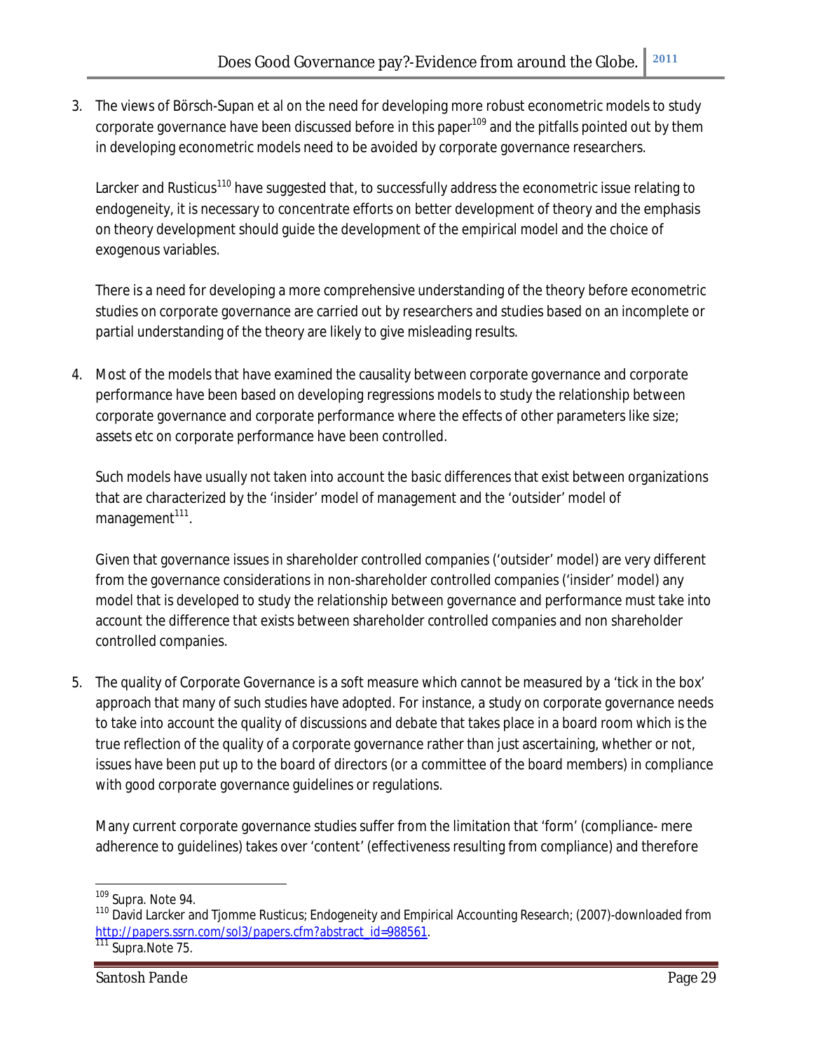3. The views of Börsch-Supan et al on the need for developing more robust econometric models to study corporate governance have been discussed before in this paper[109] and the pitfalls pointed out by them in developing econometric models need to be avoided by corporate governance researchers.

   Larcker and Rusticus[110] have suggested that, to successfully address the econometric issue relating to endogeneity, it is necessary to concentrate efforts on better development of theory and the emphasis on theory development should guide the development of the empirical model and the choice of exogenous variables.

   There is a need for developing a more comprehensive understanding of the theory before econometric studies on corporate governance are carried out by researchers and studies based on an incomplete or partial understanding of the theory are likely to give misleading results.

4. Most of the models that have examined the causality between corporate governance and corporate performance have been based on developing regressions models to study the relationship between corporate governance and corporate performance where the effects of other parameters like size; assets etc on corporate performance have been controlled.

   Such models have usually not taken into account the basic differences that exist between organizations that are characterized by the 'insider' model of management and the 'outsider' model of management[111].

   Given that governance issues in shareholder controlled companies ('outsider' model) are very different from the governance considerations in non-shareholder controlled companies ('insider' model) any model that is developed to study the relationship between governance and performance must take into account the difference that exists between shareholder controlled companies and non shareholder controlled companies.

5. The quality of Corporate Governance is a soft measure which cannot be measured by a 'tick in the box' approach that many of such studies have adopted. For instance, a study on corporate governance needs to take into account the quality of discussions and debate that takes place in a board room which is the true reflection of the quality of a corporate governance rather than just ascertaining, whether or not, issues have been put up to the board of directors (or a committee of the board members) in compliance with good corporate governance guidelines or regulations.

   Many current corporate governance studies suffer from the limitation that 'form' (compliance- mere adherence to guidelines) takes over 'content' (effectiveness resulting from compliance) and therefore

---

[109] Supra. Note 94.

[110] David Larcker and Tjomme Rusticus; Endogeneity and Empirical Accounting Research; (2007)-downloaded from http://papers.ssrn.com/sol3/papers.cfm?abstract_id=988561.

[111] Supra.Note 75.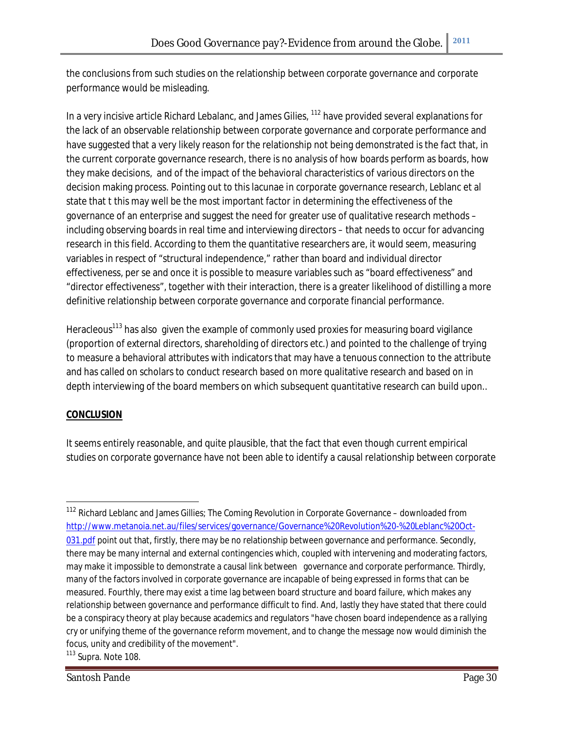the conclusions from such studies on the relationship between corporate governance and corporate performance would be misleading.

In a very incisive article Richard Lebalanc, and James Gilies, [112] have provided several explanations for the lack of an observable relationship between corporate governance and corporate performance and have suggested that a very likely reason for the relationship not being demonstrated is the fact that, in the current corporate governance research, there is no analysis of how boards perform as boards, how they make decisions, and of the impact of the behavioral characteristics of various directors on the decision making process. Pointing out to this lacunae in corporate governance research, Leblanc et al state that t this may well be the most important factor in determining the effectiveness of the governance of an enterprise and suggest the need for greater use of qualitative research methods – including observing boards in real time and interviewing directors – that needs to occur for advancing research in this field. According to them the quantitative researchers are, it would seem, measuring variables in respect of "structural independence," rather than board and individual director effectiveness, per se and once it is possible to measure variables such as "board effectiveness" and "director effectiveness", together with their interaction, there is a greater likelihood of distilling a more definitive relationship between corporate governance and corporate financial performance.

Heracleous[113] has also given the example of commonly used proxies for measuring board vigilance (proportion of external directors, shareholding of directors etc.) and pointed to the challenge of trying to measure a behavioral attributes with indicators that may have a tenuous connection to the attribute and has called on scholars to conduct research based on more qualitative research and based on in depth interviewing of the board members on which subsequent quantitative research can build upon..

**CONCLUSION**

It seems entirely reasonable, and quite plausible, that the fact that even though current empirical studies on corporate governance have not been able to identify a causal relationship between corporate

---

[112] Richard Leblanc and James Gillies; The Coming Revolution in Corporate Governance – downloaded from http://www.metanoia.net.au/files/services/governance/Governance%20Revolution%20-%20Leblanc%20Oct-031.pdf point out that, firstly, there may be no relationship between governance and performance. Secondly, there may be many internal and external contingencies which, coupled with intervening and moderating factors, may make it impossible to demonstrate a causal link between governance and corporate performance. Thirdly, many of the factors involved in corporate governance are incapable of being expressed in forms that can be measured. Fourthly, there may exist a time lag between board structure and board failure, which makes any relationship between governance and performance difficult to find. And, lastly they have stated that there could be a conspiracy theory at play because academics and regulators "have chosen board independence as a rallying cry or unifying theme of the governance reform movement, and to change the message now would diminish the focus, unity and credibility of the movement".

[113] Supra. Note 108.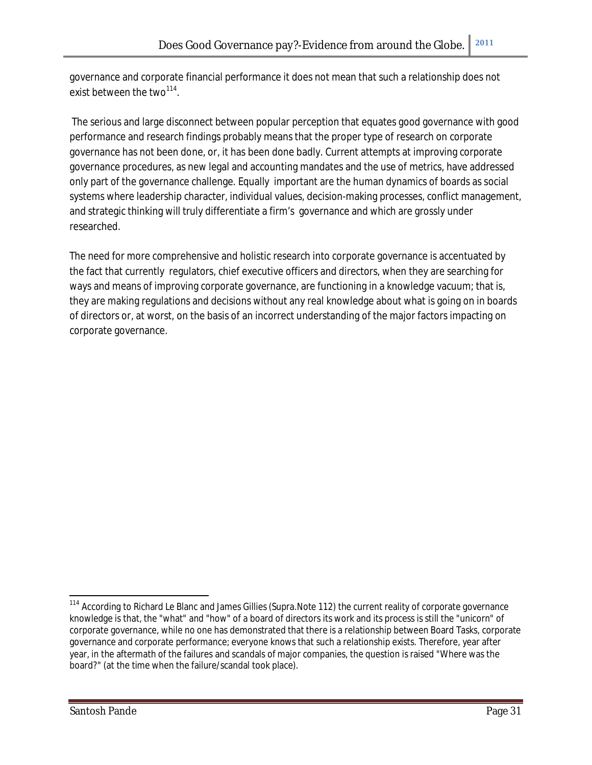governance and corporate financial performance it does not mean that such a relationship does not exist between the two[114].

The serious and large disconnect between popular perception that equates good governance with good performance and research findings probably means that the proper type of research on corporate governance has not been done, or, it has been done badly. Current attempts at improving corporate governance procedures, as new legal and accounting mandates and the use of metrics, have addressed only part of the governance challenge. Equally important are the human dynamics of boards as social systems where leadership character, individual values, decision-making processes, conflict management, and strategic thinking will truly differentiate a firm's governance and which are grossly under researched.

The need for more comprehensive and holistic research into corporate governance is accentuated by the fact that currently regulators, chief executive officers and directors, when they are searching for ways and means of improving corporate governance, are functioning in a knowledge vacuum; that is, they are making regulations and decisions without any real knowledge about what is going on in boards of directors or, at worst, on the basis of an incorrect understanding of the major factors impacting on corporate governance.

---

[114] According to Richard Le Blanc and James Gillies (Supra.Note 112) the current reality of corporate governance knowledge is that, the "what" and "how" of a board of directors its work and its process is still the "unicorn" of corporate governance, while no one has demonstrated that there is a relationship between Board Tasks, corporate governance and corporate performance; everyone knows that such a relationship exists. Therefore, year after year, in the aftermath of the failures and scandals of major companies, the question is raised "Where was the board?" (at the time when the failure/scandal took place).